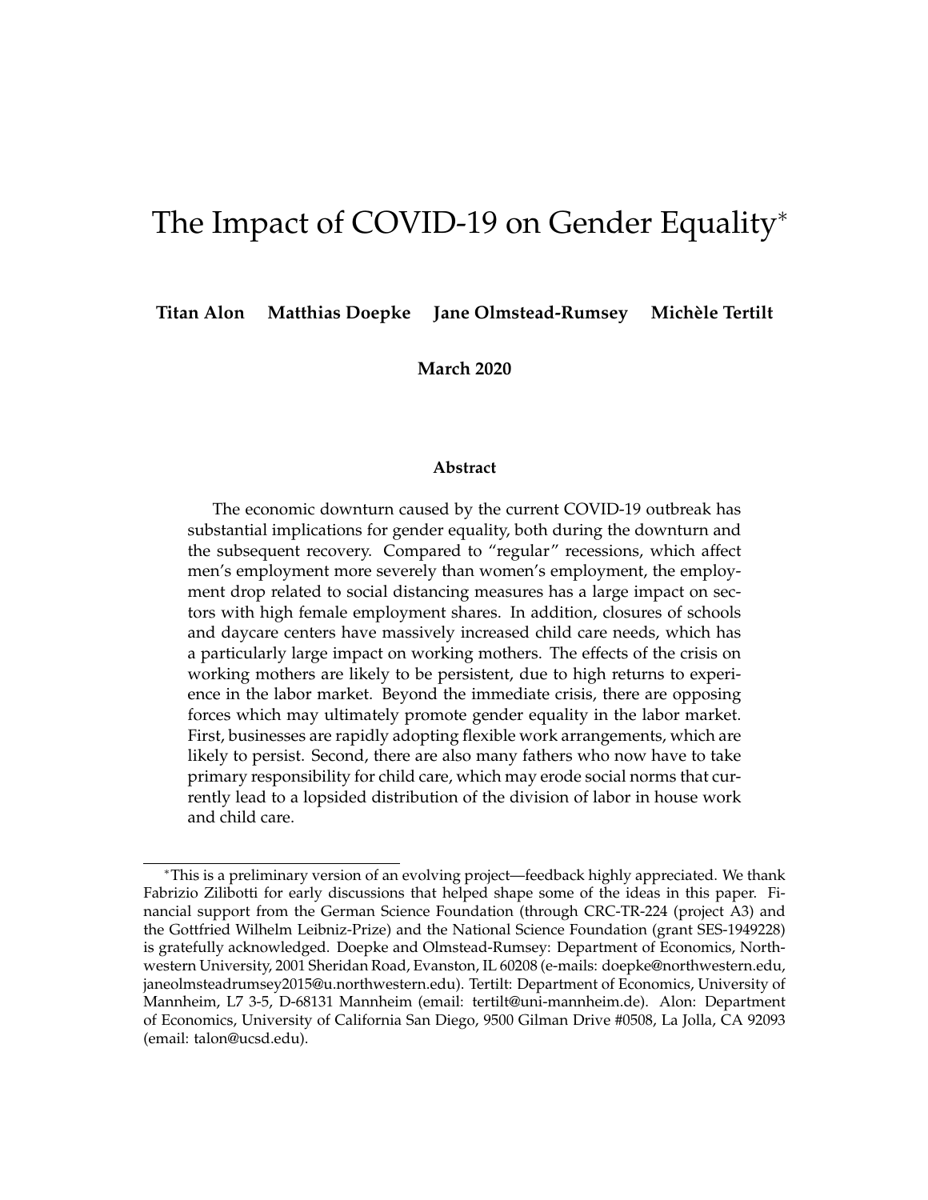# The Impact of COVID-19 on Gender Equality*

**Titan Alon  Matthias Doepke  Jane Olmstead-Rumsey  Michèle Tertilt**

**March 2020**

### Abstract

The economic downturn caused by the current COVID-19 outbreak has substantial implications for gender equality, both during the downturn and the subsequent recovery. Compared to "regular" recessions, which affect men's employment more severely than women's employment, the employment drop related to social distancing measures has a large impact on sectors with high female employment shares. In addition, closures of schools and daycare centers have massively increased child care needs, which has a particularly large impact on working mothers. The effects of the crisis on working mothers are likely to be persistent, due to high returns to experience in the labor market. Beyond the immediate crisis, there are opposing forces which may ultimately promote gender equality in the labor market. First, businesses are rapidly adopting flexible work arrangements, which are likely to persist. Second, there are also many fathers who now have to take primary responsibility for child care, which may erode social norms that currently lead to a lopsided distribution of the division of labor in house work and child care.

---

*This is a preliminary version of an evolving project—feedback highly appreciated. We thank Fabrizio Zilibotti for early discussions that helped shape some of the ideas in this paper. Financial support from the German Science Foundation (through CRC-TR-224 (project A3) and the Gottfried Wilhelm Leibniz-Prize) and the National Science Foundation (grant SES-1949228) is gratefully acknowledged. Doepke and Olmstead-Rumsey: Department of Economics, Northwestern University, 2001 Sheridan Road, Evanston, IL 60208 (e-mails: doepke@northwestern.edu, janeolmsteadrumsey2015@u.northwestern.edu). Tertilt: Department of Economics, University of Mannheim, L7 3-5, D-68131 Mannheim (email: tertilt@uni-mannheim.de). Alon: Department of Economics, University of California San Diego, 9500 Gilman Drive #0508, La Jolla, CA 92093 (email: talon@ucsd.edu).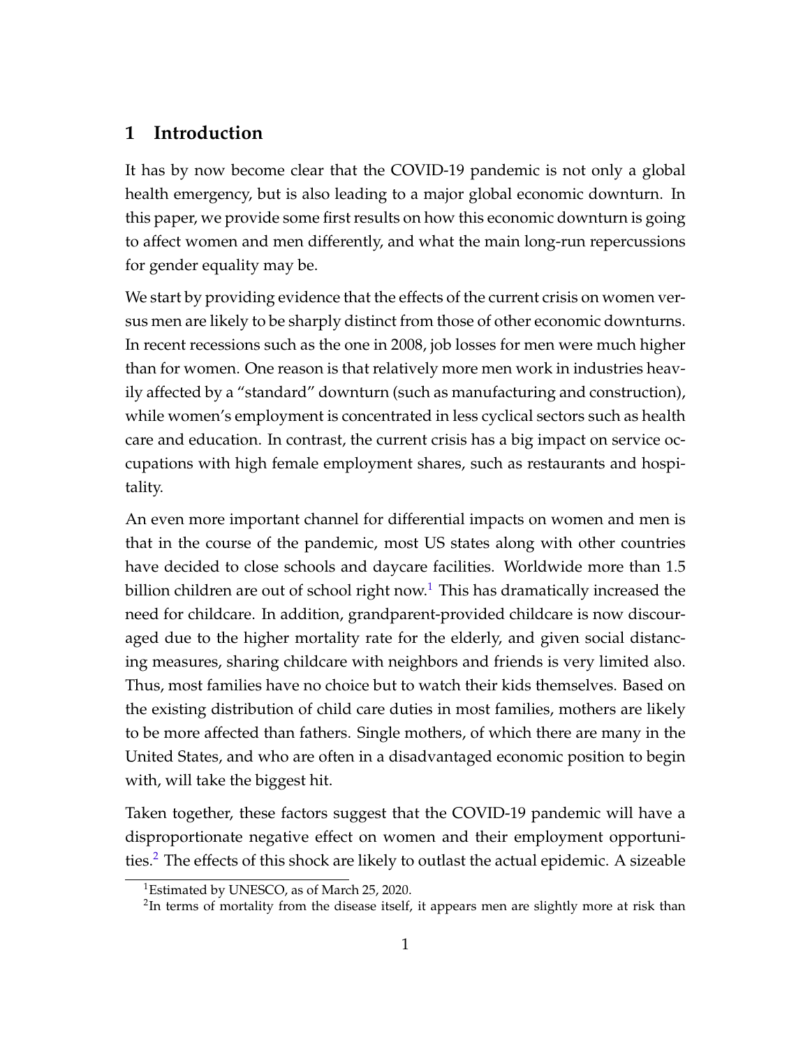## 1 Introduction

It has by now become clear that the COVID-19 pandemic is not only a global health emergency, but is also leading to a major global economic downturn. In this paper, we provide some first results on how this economic downturn is going to affect women and men differently, and what the main long-run repercussions for gender equality may be.

We start by providing evidence that the effects of the current crisis on women versus men are likely to be sharply distinct from those of other economic downturns. In recent recessions such as the one in 2008, job losses for men were much higher than for women. One reason is that relatively more men work in industries heavily affected by a "standard" downturn (such as manufacturing and construction), while women's employment is concentrated in less cyclical sectors such as health care and education. In contrast, the current crisis has a big impact on service occupations with high female employment shares, such as restaurants and hospitality.

An even more important channel for differential impacts on women and men is that in the course of the pandemic, most US states along with other countries have decided to close schools and daycare facilities. Worldwide more than 1.5 billion children are out of school right now.[1] This has dramatically increased the need for childcare. In addition, grandparent-provided childcare is now discouraged due to the higher mortality rate for the elderly, and given social distancing measures, sharing childcare with neighbors and friends is very limited also. Thus, most families have no choice but to watch their kids themselves. Based on the existing distribution of child care duties in most families, mothers are likely to be more affected than fathers. Single mothers, of which there are many in the United States, and who are often in a disadvantaged economic position to begin with, will take the biggest hit.

Taken together, these factors suggest that the COVID-19 pandemic will have a disproportionate negative effect on women and their employment opportunities.[2] The effects of this shock are likely to outlast the actual epidemic. A sizeable

[1] Estimated by UNESCO, as of March 25, 2020.

[2] In terms of mortality from the disease itself, it appears men are slightly more at risk than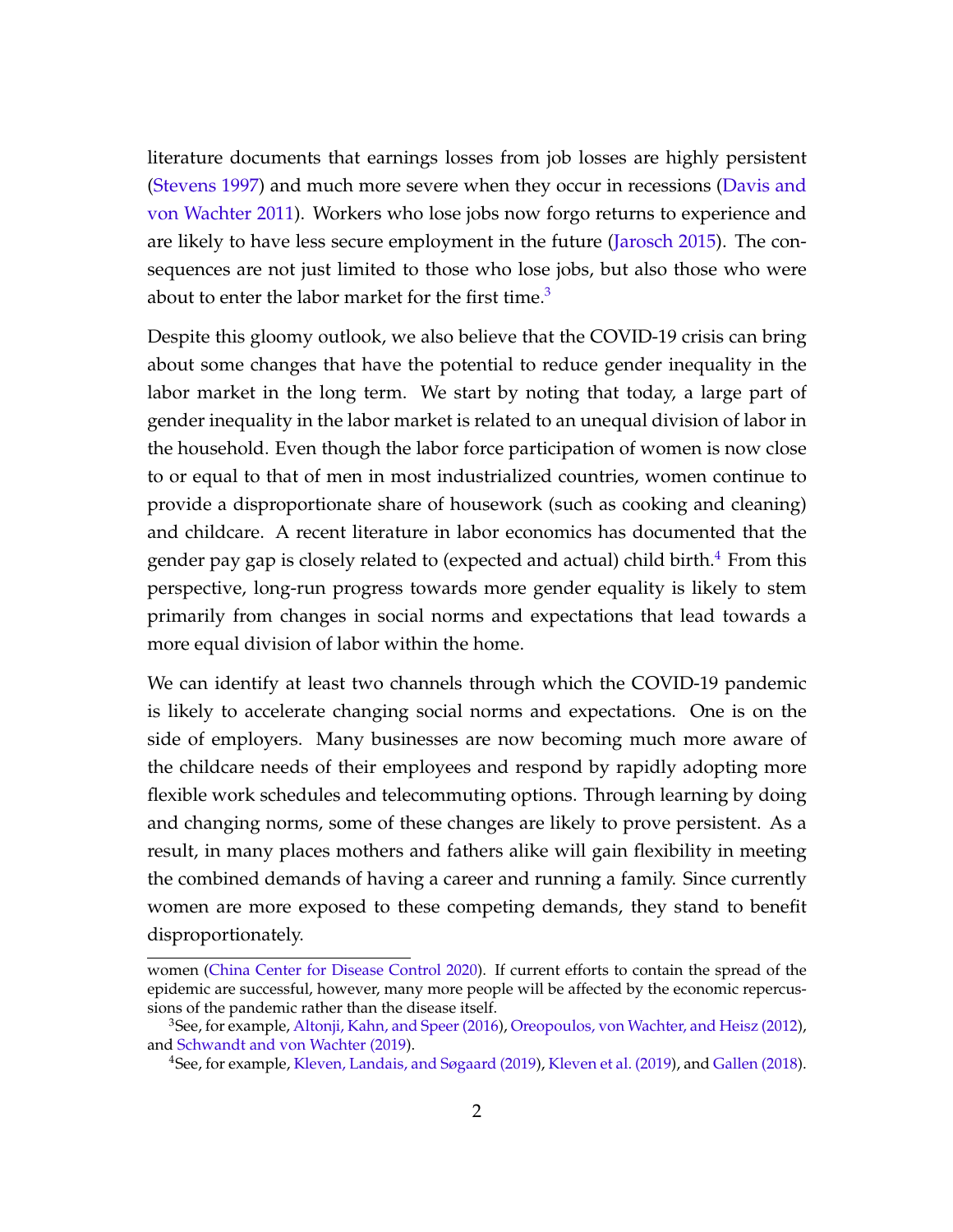literature documents that earnings losses from job losses are highly persistent (Stevens 1997) and much more severe when they occur in recessions (Davis and von Wachter 2011). Workers who lose jobs now forgo returns to experience and are likely to have less secure employment in the future (Jarosch 2015). The consequences are not just limited to those who lose jobs, but also those who were about to enter the labor market for the first time.[3]

Despite this gloomy outlook, we also believe that the COVID-19 crisis can bring about some changes that have the potential to reduce gender inequality in the labor market in the long term. We start by noting that today, a large part of gender inequality in the labor market is related to an unequal division of labor in the household. Even though the labor force participation of women is now close to or equal to that of men in most industrialized countries, women continue to provide a disproportionate share of housework (such as cooking and cleaning) and childcare. A recent literature in labor economics has documented that the gender pay gap is closely related to (expected and actual) child birth.[4] From this perspective, long-run progress towards more gender equality is likely to stem primarily from changes in social norms and expectations that lead towards a more equal division of labor within the home.

We can identify at least two channels through which the COVID-19 pandemic is likely to accelerate changing social norms and expectations. One is on the side of employers. Many businesses are now becoming much more aware of the childcare needs of their employees and respond by rapidly adopting more flexible work schedules and telecommuting options. Through learning by doing and changing norms, some of these changes are likely to prove persistent. As a result, in many places mothers and fathers alike will gain flexibility in meeting the combined demands of having a career and running a family. Since currently women are more exposed to these competing demands, they stand to benefit disproportionately.

---

women (China Center for Disease Control 2020). If current efforts to contain the spread of the epidemic are successful, however, many more people will be affected by the economic repercussions of the pandemic rather than the disease itself.

[3] See, for example, Altonji, Kahn, and Speer (2016), Oreopoulos, von Wachter, and Heisz (2012), and Schwandt and von Wachter (2019).

[4] See, for example, Kleven, Landais, and Søgaard (2019), Kleven et al. (2019), and Gallen (2018).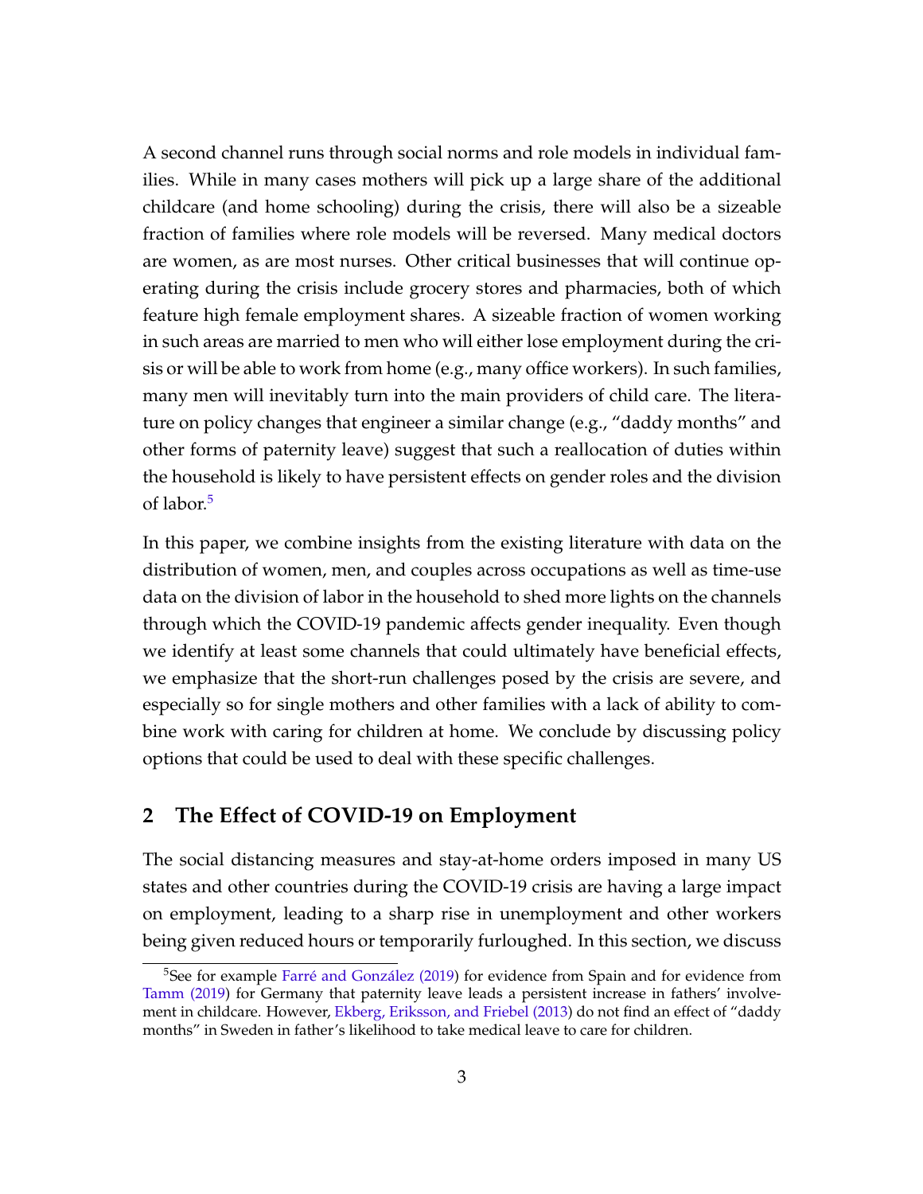A second channel runs through social norms and role models in individual families. While in many cases mothers will pick up a large share of the additional childcare (and home schooling) during the crisis, there will also be a sizeable fraction of families where role models will be reversed. Many medical doctors are women, as are most nurses. Other critical businesses that will continue operating during the crisis include grocery stores and pharmacies, both of which feature high female employment shares. A sizeable fraction of women working in such areas are married to men who will either lose employment during the crisis or will be able to work from home (e.g., many office workers). In such families, many men will inevitably turn into the main providers of child care. The literature on policy changes that engineer a similar change (e.g., "daddy months" and other forms of paternity leave) suggest that such a reallocation of duties within the household is likely to have persistent effects on gender roles and the division of labor.[5]

In this paper, we combine insights from the existing literature with data on the distribution of women, men, and couples across occupations as well as time-use data on the division of labor in the household to shed more lights on the channels through which the COVID-19 pandemic affects gender inequality. Even though we identify at least some channels that could ultimately have beneficial effects, we emphasize that the short-run challenges posed by the crisis are severe, and especially so for single mothers and other families with a lack of ability to combine work with caring for children at home. We conclude by discussing policy options that could be used to deal with these specific challenges.

## 2 The Effect of COVID-19 on Employment

The social distancing measures and stay-at-home orders imposed in many US states and other countries during the COVID-19 crisis are having a large impact on employment, leading to a sharp rise in unemployment and other workers being given reduced hours or temporarily furloughed. In this section, we discuss

[5] See for example Farré and González (2019) for evidence from Spain and for evidence from Tamm (2019) for Germany that paternity leave leads a persistent increase in fathers' involvement in childcare. However, Ekberg, Eriksson, and Friebel (2013) do not find an effect of "daddy months" in Sweden in father's likelihood to take medical leave to care for children.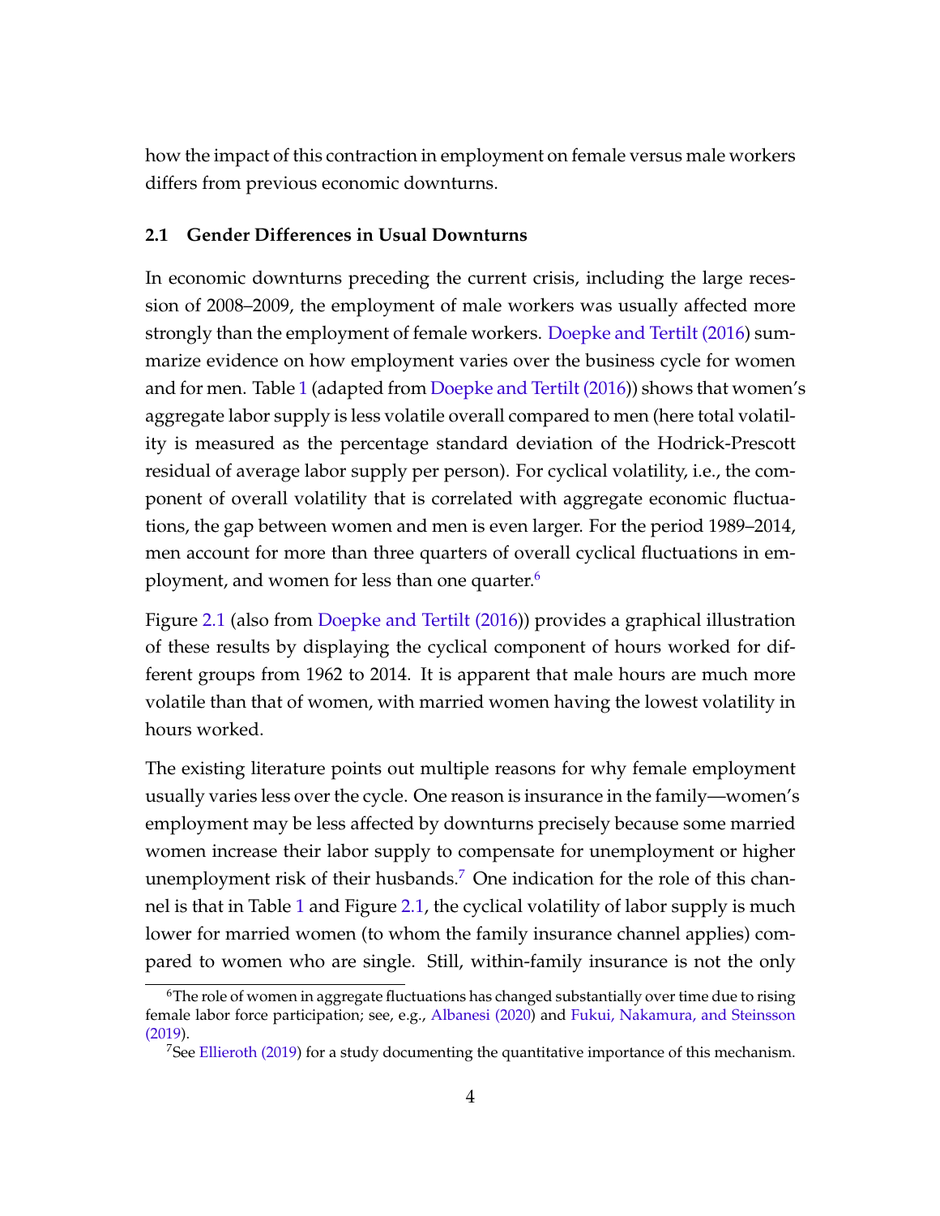how the impact of this contraction in employment on female versus male workers differs from previous economic downturns.

### 2.1 Gender Differences in Usual Downturns

In economic downturns preceding the current crisis, including the large recession of 2008–2009, the employment of male workers was usually affected more strongly than the employment of female workers. Doepke and Tertilt (2016) summarize evidence on how employment varies over the business cycle for women and for men. Table 1 (adapted from Doepke and Tertilt (2016)) shows that women's aggregate labor supply is less volatile overall compared to men (here total volatility is measured as the percentage standard deviation of the Hodrick-Prescott residual of average labor supply per person). For cyclical volatility, i.e., the component of overall volatility that is correlated with aggregate economic fluctuations, the gap between women and men is even larger. For the period 1989–2014, men account for more than three quarters of overall cyclical fluctuations in employment, and women for less than one quarter.[6]

Figure 2.1 (also from Doepke and Tertilt (2016)) provides a graphical illustration of these results by displaying the cyclical component of hours worked for different groups from 1962 to 2014. It is apparent that male hours are much more volatile than that of women, with married women having the lowest volatility in hours worked.

The existing literature points out multiple reasons for why female employment usually varies less over the cycle. One reason is insurance in the family—women's employment may be less affected by downturns precisely because some married women increase their labor supply to compensate for unemployment or higher unemployment risk of their husbands.[7] One indication for the role of this channel is that in Table 1 and Figure 2.1, the cyclical volatility of labor supply is much lower for married women (to whom the family insurance channel applies) compared to women who are single. Still, within-family insurance is not the only

[6] The role of women in aggregate fluctuations has changed substantially over time due to rising female labor force participation; see, e.g., Albanesi (2020) and Fukui, Nakamura, and Steinsson (2019).

[7] See Ellieroth (2019) for a study documenting the quantitative importance of this mechanism.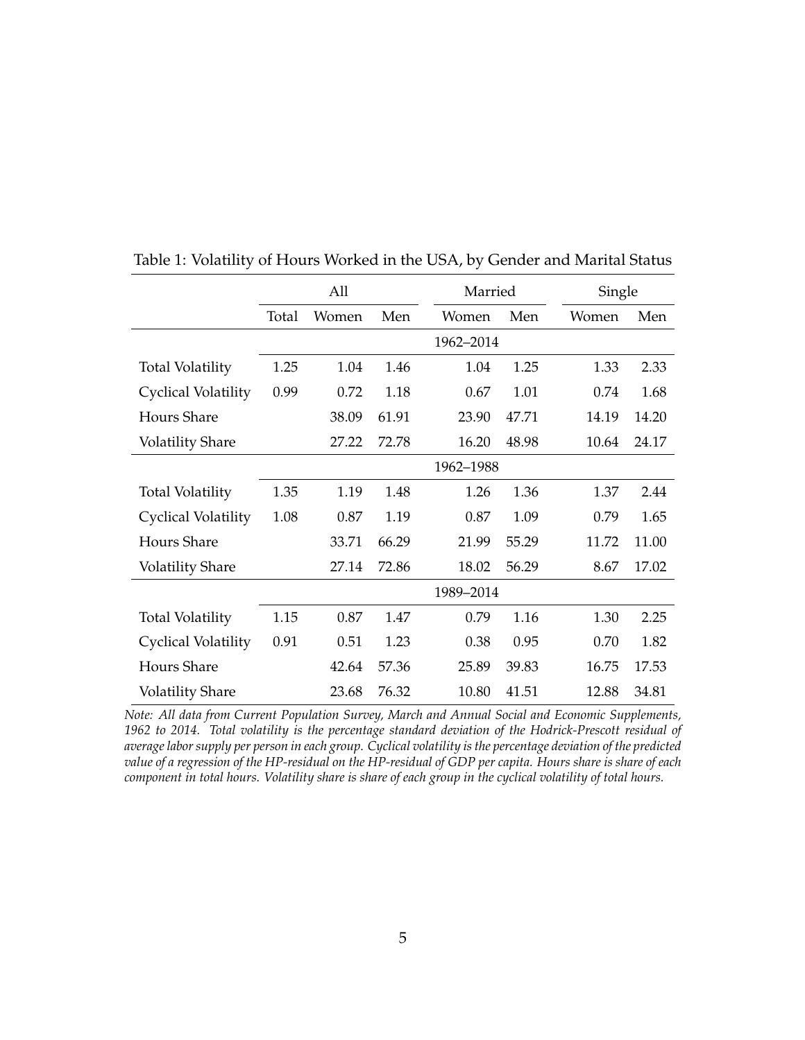Table 1: Volatility of Hours Worked in the USA, by Gender and Marital Status

| | All | | | Married | | Single | |
|---|---|---|---|---|---|---|---|
| | Total | Women | Men | Women | Men | Women | Men |
| | | | | 1962–2014 | | | |
| Total Volatility | 1.25 | 1.04 | 1.46 | 1.04 | 1.25 | 1.33 | 2.33 |
| Cyclical Volatility | 0.99 | 0.72 | 1.18 | 0.67 | 1.01 | 0.74 | 1.68 |
| Hours Share | | 38.09 | 61.91 | 23.90 | 47.71 | 14.19 | 14.20 |
| Volatility Share | | 27.22 | 72.78 | 16.20 | 48.98 | 10.64 | 24.17 |
| | | | | 1962–1988 | | | |
| Total Volatility | 1.35 | 1.19 | 1.48 | 1.26 | 1.36 | 1.37 | 2.44 |
| Cyclical Volatility | 1.08 | 0.87 | 1.19 | 0.87 | 1.09 | 0.79 | 1.65 |
| Hours Share | | 33.71 | 66.29 | 21.99 | 55.29 | 11.72 | 11.00 |
| Volatility Share | | 27.14 | 72.86 | 18.02 | 56.29 | 8.67 | 17.02 |
| | | | | 1989–2014 | | | |
| Total Volatility | 1.15 | 0.87 | 1.47 | 0.79 | 1.16 | 1.30 | 2.25 |
| Cyclical Volatility | 0.91 | 0.51 | 1.23 | 0.38 | 0.95 | 0.70 | 1.82 |
| Hours Share | | 42.64 | 57.36 | 25.89 | 39.83 | 16.75 | 17.53 |
| Volatility Share | | 23.68 | 76.32 | 10.80 | 41.51 | 12.88 | 34.81 |

*Note: All data from Current Population Survey, March and Annual Social and Economic Supplements, 1962 to 2014. Total volatility is the percentage standard deviation of the Hodrick-Prescott residual of average labor supply per person in each group. Cyclical volatility is the percentage deviation of the predicted value of a regression of the HP-residual on the HP-residual of GDP per capita. Hours share is share of each component in total hours. Volatility share is share of each group in the cyclical volatility of total hours.*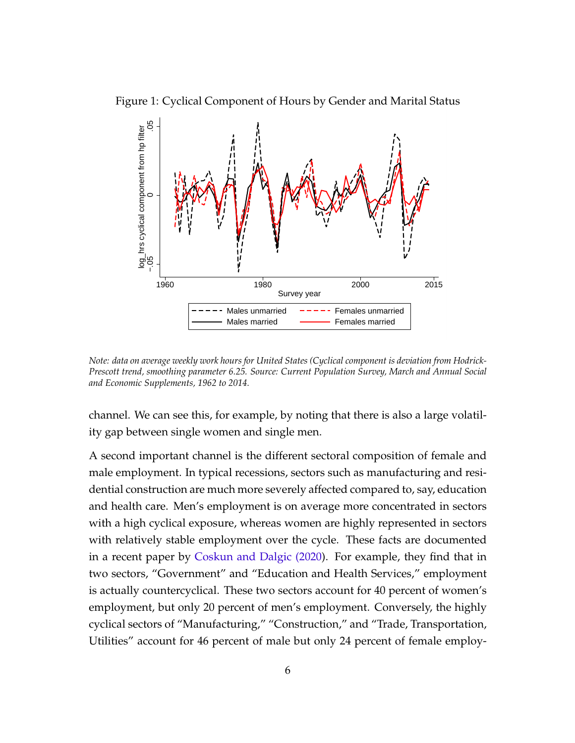Figure 1: Cyclical Component of Hours by Gender and Marital Status

*Note: data on average weekly work hours for United States (Cyclical component is deviation from Hodrick-Prescott trend, smoothing parameter 6.25. Source: Current Population Survey, March and Annual Social and Economic Supplements, 1962 to 2014.*

channel. We can see this, for example, by noting that there is also a large volatility gap between single women and single men.

A second important channel is the different sectoral composition of female and male employment. In typical recessions, sectors such as manufacturing and residential construction are much more severely affected compared to, say, education and health care. Men's employment is on average more concentrated in sectors with a high cyclical exposure, whereas women are highly represented in sectors with relatively stable employment over the cycle. These facts are documented in a recent paper by Coskun and Dalgic (2020). For example, they find that in two sectors, "Government" and "Education and Health Services," employment is actually countercyclical. These two sectors account for 40 percent of women's employment, but only 20 percent of men's employment. Conversely, the highly cyclical sectors of "Manufacturing," "Construction," and "Trade, Transportation, Utilities" account for 46 percent of male but only 24 percent of female employ-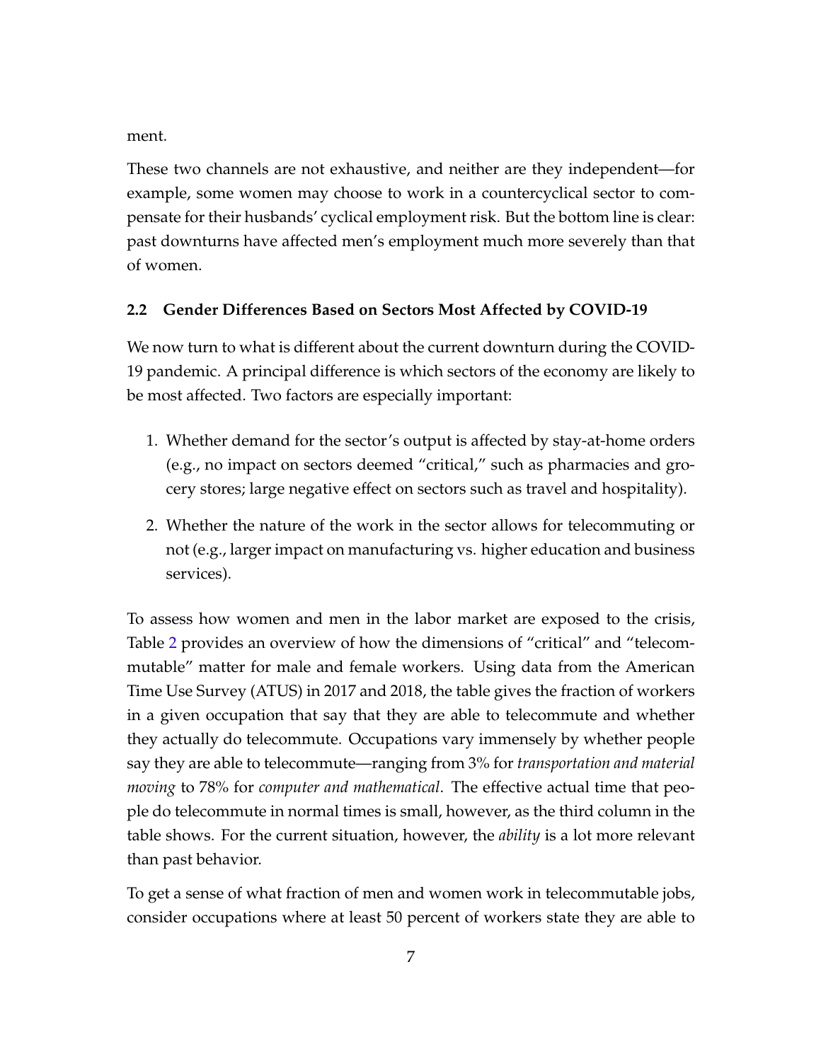ment.

These two channels are not exhaustive, and neither are they independent—for example, some women may choose to work in a countercyclical sector to compensate for their husbands' cyclical employment risk. But the bottom line is clear: past downturns have affected men's employment much more severely than that of women.

### 2.2 Gender Differences Based on Sectors Most Affected by COVID-19

We now turn to what is different about the current downturn during the COVID-19 pandemic. A principal difference is which sectors of the economy are likely to be most affected. Two factors are especially important:

1. Whether demand for the sector's output is affected by stay-at-home orders (e.g., no impact on sectors deemed "critical," such as pharmacies and grocery stores; large negative effect on sectors such as travel and hospitality).
2. Whether the nature of the work in the sector allows for telecommuting or not (e.g., larger impact on manufacturing vs. higher education and business services).

To assess how women and men in the labor market are exposed to the crisis, Table 2 provides an overview of how the dimensions of "critical" and "telecommutable" matter for male and female workers. Using data from the American Time Use Survey (ATUS) in 2017 and 2018, the table gives the fraction of workers in a given occupation that say that they are able to telecommute and whether they actually do telecommute. Occupations vary immensely by whether people say they are able to telecommute—ranging from 3% for *transportation and material moving* to 78% for *computer and mathematical*. The effective actual time that people do telecommute in normal times is small, however, as the third column in the table shows. For the current situation, however, the *ability* is a lot more relevant than past behavior.

To get a sense of what fraction of men and women work in telecommutable jobs, consider occupations where at least 50 percent of workers state they are able to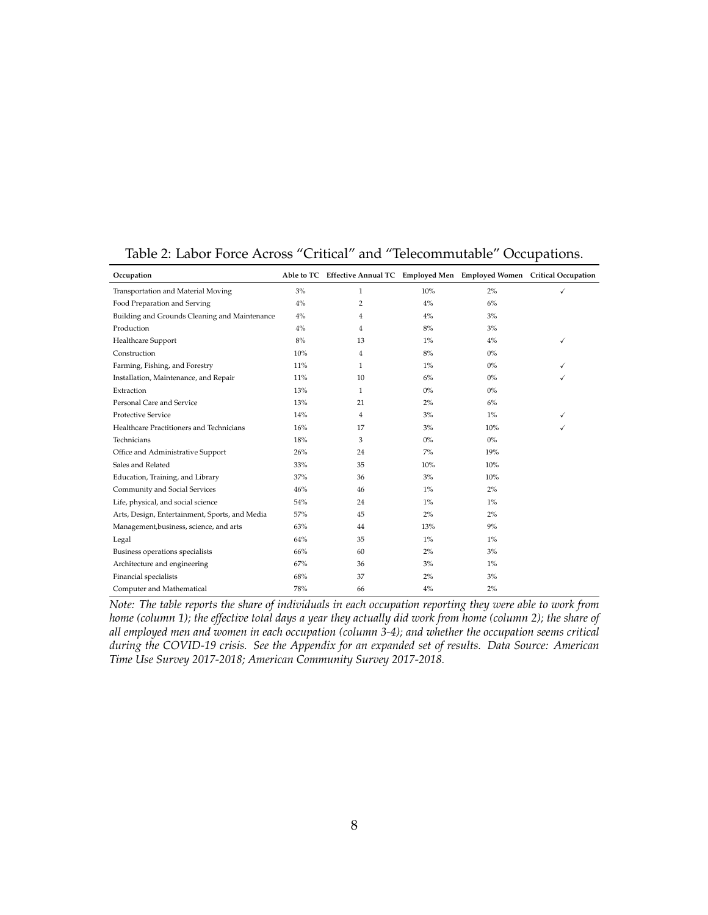Table 2: Labor Force Across "Critical" and "Telecommutable" Occupations.

| Occupation | Able to TC | Effective Annual TC | Employed Men | Employed Women | Critical Occupation |
|---|---|---|---|---|---|
| Transportation and Material Moving | 3% | 1 | 10% | 2% | ✓ |
| Food Preparation and Serving | 4% | 2 | 4% | 6% | |
| Building and Grounds Cleaning and Maintenance | 4% | 4 | 4% | 3% | |
| Production | 4% | 4 | 8% | 3% | |
| Healthcare Support | 8% | 13 | 1% | 4% | ✓ |
| Construction | 10% | 4 | 8% | 0% | |
| Farming, Fishing, and Forestry | 11% | 1 | 1% | 0% | ✓ |
| Installation, Maintenance, and Repair | 11% | 10 | 6% | 0% | ✓ |
| Extraction | 13% | 1 | 0% | 0% | |
| Personal Care and Service | 13% | 21 | 2% | 6% | |
| Protective Service | 14% | 4 | 3% | 1% | ✓ |
| Healthcare Practitioners and Technicians | 16% | 17 | 3% | 10% | ✓ |
| Technicians | 18% | 3 | 0% | 0% | |
| Office and Administrative Support | 26% | 24 | 7% | 19% | |
| Sales and Related | 33% | 35 | 10% | 10% | |
| Education, Training, and Library | 37% | 36 | 3% | 10% | |
| Community and Social Services | 46% | 46 | 1% | 2% | |
| Life, physical, and social science | 54% | 24 | 1% | 1% | |
| Arts, Design, Entertainment, Sports, and Media | 57% | 45 | 2% | 2% | |
| Management,business, science, and arts | 63% | 44 | 13% | 9% | |
| Legal | 64% | 35 | 1% | 1% | |
| Business operations specialists | 66% | 60 | 2% | 3% | |
| Architecture and engineering | 67% | 36 | 3% | 1% | |
| Financial specialists | 68% | 37 | 2% | 3% | |
| Computer and Mathematical | 78% | 66 | 4% | 2% | |

*Note: The table reports the share of individuals in each occupation reporting they were able to work from home (column 1); the effective total days a year they actually did work from home (column 2); the share of all employed men and women in each occupation (column 3-4); and whether the occupation seems critical during the COVID-19 crisis. See the Appendix for an expanded set of results. Data Source: American Time Use Survey 2017-2018; American Community Survey 2017-2018.*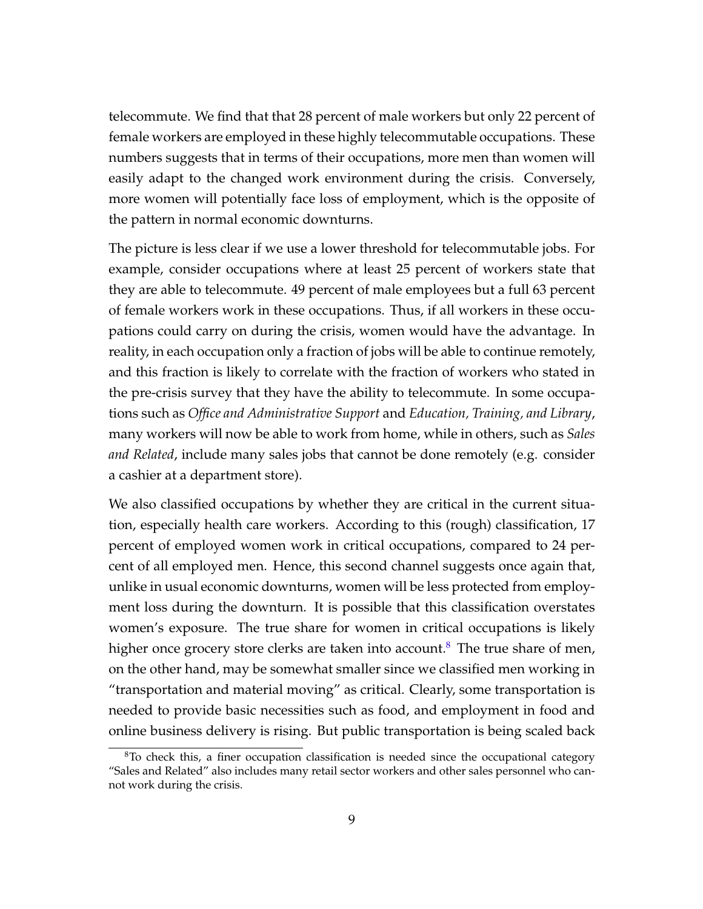telecommute. We find that that 28 percent of male workers but only 22 percent of female workers are employed in these highly telecommutable occupations. These numbers suggests that in terms of their occupations, more men than women will easily adapt to the changed work environment during the crisis. Conversely, more women will potentially face loss of employment, which is the opposite of the pattern in normal economic downturns.

The picture is less clear if we use a lower threshold for telecommutable jobs. For example, consider occupations where at least 25 percent of workers state that they are able to telecommute. 49 percent of male employees but a full 63 percent of female workers work in these occupations. Thus, if all workers in these occupations could carry on during the crisis, women would have the advantage. In reality, in each occupation only a fraction of jobs will be able to continue remotely, and this fraction is likely to correlate with the fraction of workers who stated in the pre-crisis survey that they have the ability to telecommute. In some occupations such as *Office and Administrative Support* and *Education, Training, and Library*, many workers will now be able to work from home, while in others, such as *Sales and Related*, include many sales jobs that cannot be done remotely (e.g. consider a cashier at a department store).

We also classified occupations by whether they are critical in the current situation, especially health care workers. According to this (rough) classification, 17 percent of employed women work in critical occupations, compared to 24 percent of all employed men. Hence, this second channel suggests once again that, unlike in usual economic downturns, women will be less protected from employment loss during the downturn. It is possible that this classification overstates women's exposure. The true share for women in critical occupations is likely higher once grocery store clerks are taken into account.[8] The true share of men, on the other hand, may be somewhat smaller since we classified men working in "transportation and material moving" as critical. Clearly, some transportation is needed to provide basic necessities such as food, and employment in food and online business delivery is rising. But public transportation is being scaled back

[8] To check this, a finer occupation classification is needed since the occupational category "Sales and Related" also includes many retail sector workers and other sales personnel who cannot work during the crisis.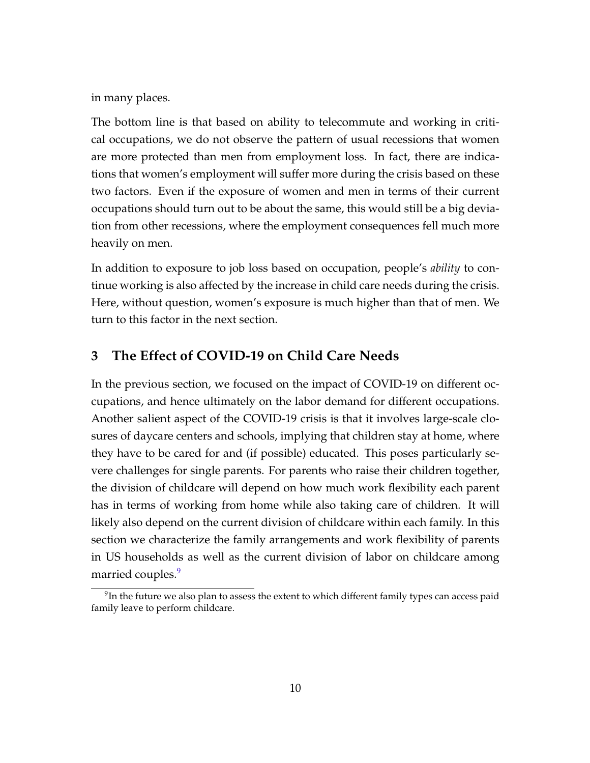in many places.

The bottom line is that based on ability to telecommute and working in critical occupations, we do not observe the pattern of usual recessions that women are more protected than men from employment loss. In fact, there are indications that women's employment will suffer more during the crisis based on these two factors. Even if the exposure of women and men in terms of their current occupations should turn out to be about the same, this would still be a big deviation from other recessions, where the employment consequences fell much more heavily on men.

In addition to exposure to job loss based on occupation, people's *ability* to continue working is also affected by the increase in child care needs during the crisis. Here, without question, women's exposure is much higher than that of men. We turn to this factor in the next section.

## 3 The Effect of COVID-19 on Child Care Needs

In the previous section, we focused on the impact of COVID-19 on different occupations, and hence ultimately on the labor demand for different occupations. Another salient aspect of the COVID-19 crisis is that it involves large-scale closures of daycare centers and schools, implying that children stay at home, where they have to be cared for and (if possible) educated. This poses particularly severe challenges for single parents. For parents who raise their children together, the division of childcare will depend on how much work flexibility each parent has in terms of working from home while also taking care of children. It will likely also depend on the current division of childcare within each family. In this section we characterize the family arrangements and work flexibility of parents in US households as well as the current division of labor on childcare among married couples.[9]

[9] In the future we also plan to assess the extent to which different family types can access paid family leave to perform childcare.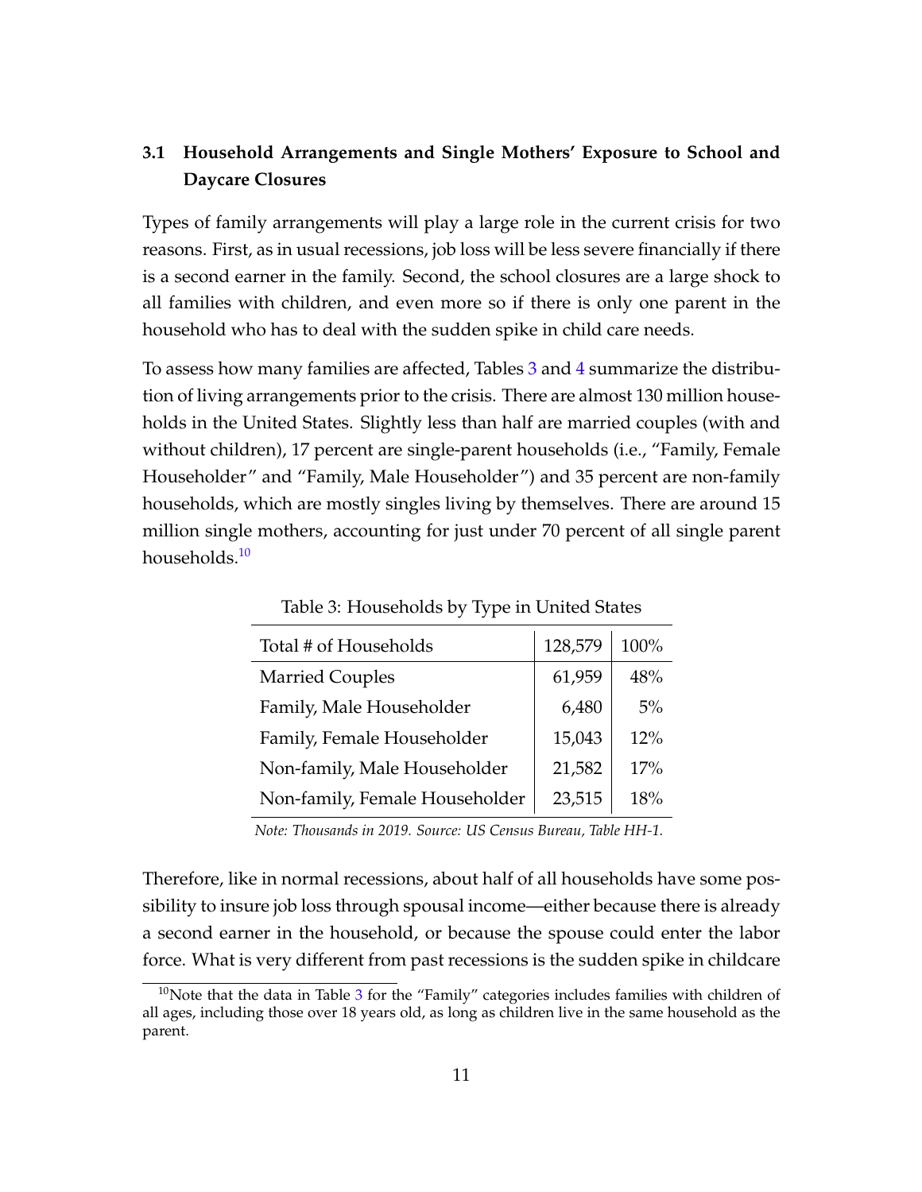### 3.1 Household Arrangements and Single Mothers' Exposure to School and Daycare Closures

Types of family arrangements will play a large role in the current crisis for two reasons. First, as in usual recessions, job loss will be less severe financially if there is a second earner in the family. Second, the school closures are a large shock to all families with children, and even more so if there is only one parent in the household who has to deal with the sudden spike in child care needs.

To assess how many families are affected, Tables 3 and 4 summarize the distribution of living arrangements prior to the crisis. There are almost 130 million households in the United States. Slightly less than half are married couples (with and without children), 17 percent are single-parent households (i.e., "Family, Female Householder" and "Family, Male Householder") and 35 percent are non-family households, which are mostly singles living by themselves. There are around 15 million single mothers, accounting for just under 70 percent of all single parent households.[10]

Table 3: Households by Type in United States

| Total # of Households | 128,579 | 100% |
|---|---|---|
| Married Couples | 61,959 | 48% |
| Family, Male Householder | 6,480 | 5% |
| Family, Female Householder | 15,043 | 12% |
| Non-family, Male Householder | 21,582 | 17% |
| Non-family, Female Householder | 23,515 | 18% |

*Note: Thousands in 2019. Source: US Census Bureau, Table HH-1.*

Therefore, like in normal recessions, about half of all households have some possibility to insure job loss through spousal income—either because there is already a second earner in the household, or because the spouse could enter the labor force. What is very different from past recessions is the sudden spike in childcare

[10]Note that the data in Table 3 for the "Family" categories includes families with children of all ages, including those over 18 years old, as long as children live in the same household as the parent.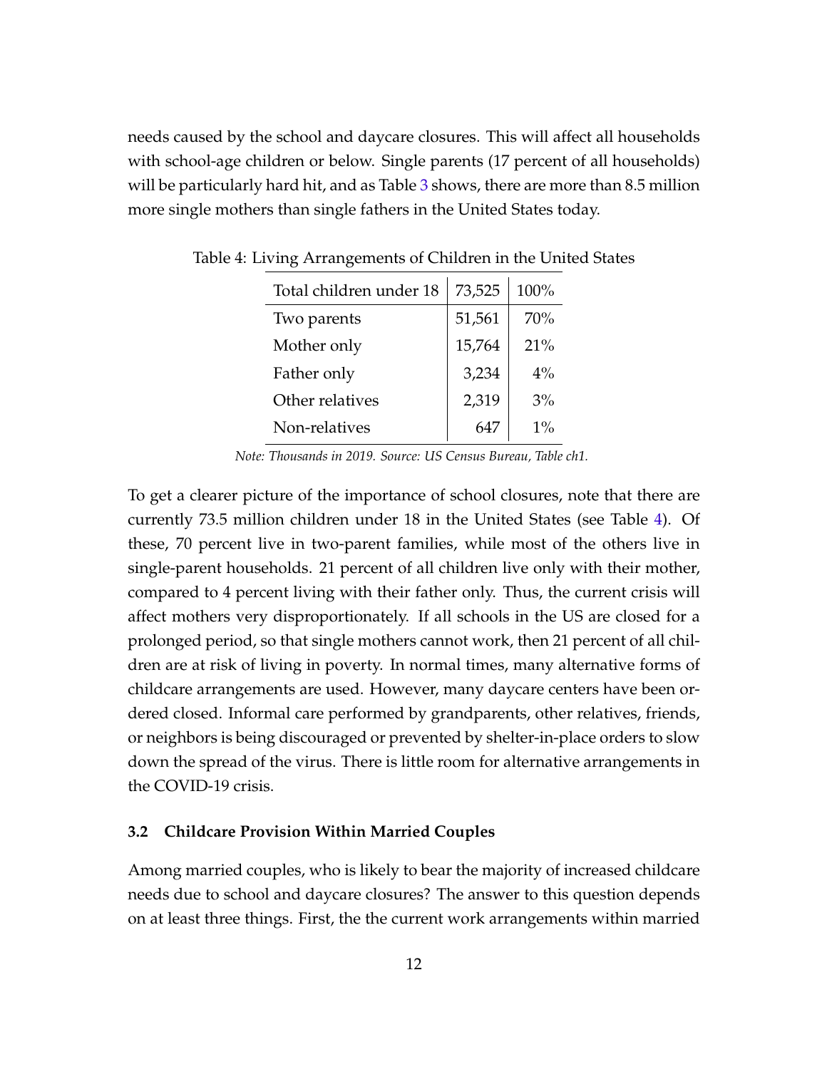needs caused by the school and daycare closures. This will affect all households with school-age children or below. Single parents (17 percent of all households) will be particularly hard hit, and as Table 3 shows, there are more than 8.5 million more single mothers than single fathers in the United States today.

Table 4: Living Arrangements of Children in the United States

| Total children under 18 | 73,525 | 100% |
|---|---|---|
| Two parents | 51,561 | 70% |
| Mother only | 15,764 | 21% |
| Father only | 3,234 | 4% |
| Other relatives | 2,319 | 3% |
| Non-relatives | 647 | 1% |

*Note: Thousands in 2019. Source: US Census Bureau, Table ch1.*

To get a clearer picture of the importance of school closures, note that there are currently 73.5 million children under 18 in the United States (see Table 4). Of these, 70 percent live in two-parent families, while most of the others live in single-parent households. 21 percent of all children live only with their mother, compared to 4 percent living with their father only. Thus, the current crisis will affect mothers very disproportionately. If all schools in the US are closed for a prolonged period, so that single mothers cannot work, then 21 percent of all children are at risk of living in poverty. In normal times, many alternative forms of childcare arrangements are used. However, many daycare centers have been ordered closed. Informal care performed by grandparents, other relatives, friends, or neighbors is being discouraged or prevented by shelter-in-place orders to slow down the spread of the virus. There is little room for alternative arrangements in the COVID-19 crisis.

### 3.2 Childcare Provision Within Married Couples

Among married couples, who is likely to bear the majority of increased childcare needs due to school and daycare closures? The answer to this question depends on at least three things. First, the the current work arrangements within married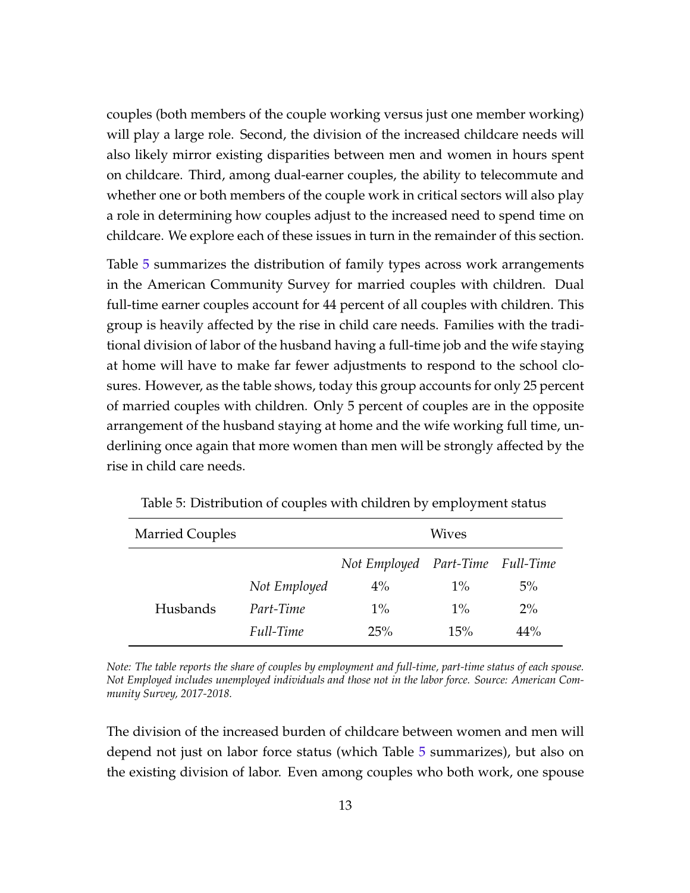couples (both members of the couple working versus just one member working) will play a large role. Second, the division of the increased childcare needs will also likely mirror existing disparities between men and women in hours spent on childcare. Third, among dual-earner couples, the ability to telecommute and whether one or both members of the couple work in critical sectors will also play a role in determining how couples adjust to the increased need to spend time on childcare. We explore each of these issues in turn in the remainder of this section.

Table 5 summarizes the distribution of family types across work arrangements in the American Community Survey for married couples with children. Dual full-time earner couples account for 44 percent of all couples with children. This group is heavily affected by the rise in child care needs. Families with the traditional division of labor of the husband having a full-time job and the wife staying at home will have to make far fewer adjustments to respond to the school closures. However, as the table shows, today this group accounts for only 25 percent of married couples with children. Only 5 percent of couples are in the opposite arrangement of the husband staying at home and the wife working full time, underlining once again that more women than men will be strongly affected by the rise in child care needs.

Table 5: Distribution of couples with children by employment status

| Married Couples | | Wives | | |
|---|---|---|---|---|
| | | *Not Employed* | *Part-Time* | *Full-Time* |
| Husbands | *Not Employed* | 4% | 1% | 5% |
| | *Part-Time* | 1% | 1% | 2% |
| | *Full-Time* | 25% | 15% | 44% |

*Note: The table reports the share of couples by employment and full-time, part-time status of each spouse. Not Employed includes unemployed individuals and those not in the labor force. Source: American Community Survey, 2017-2018.*

The division of the increased burden of childcare between women and men will depend not just on labor force status (which Table 5 summarizes), but also on the existing division of labor. Even among couples who both work, one spouse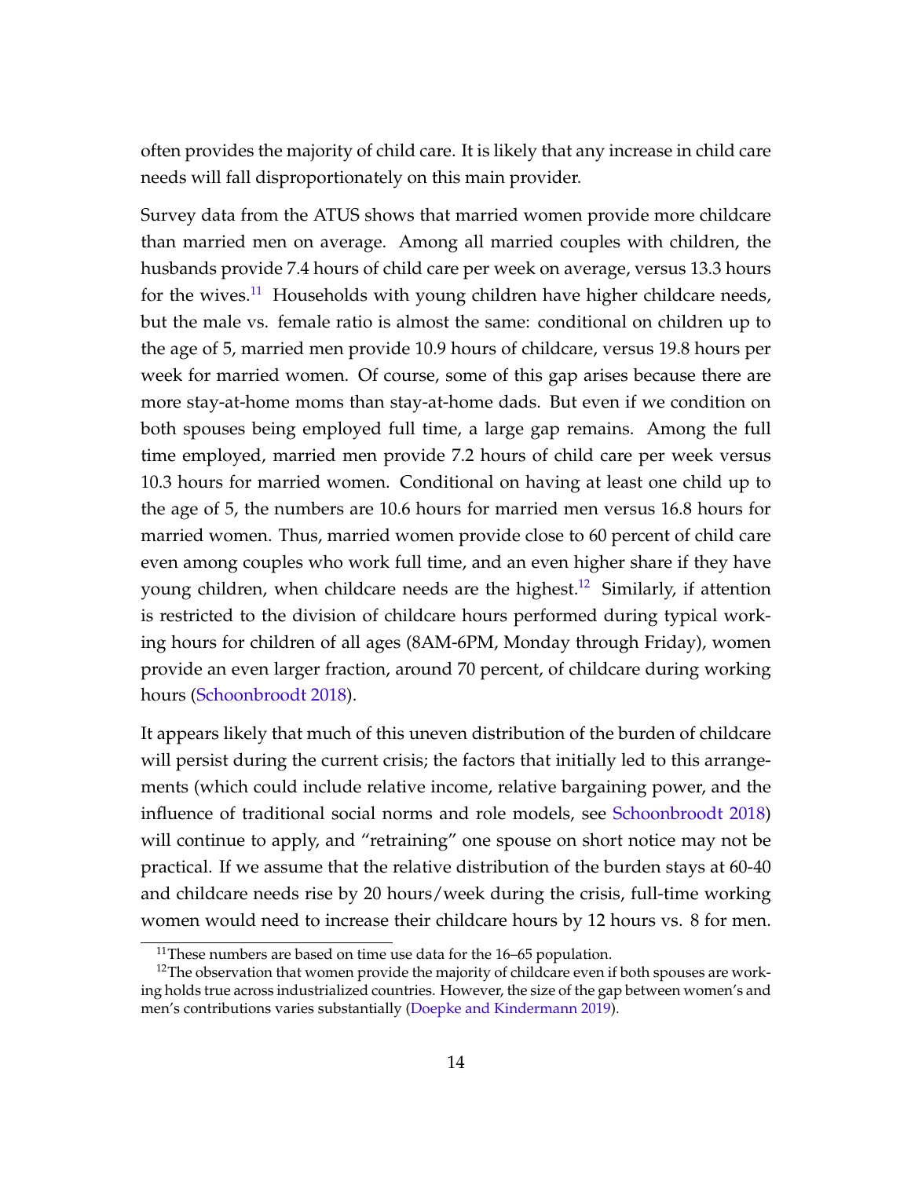often provides the majority of child care. It is likely that any increase in child care needs will fall disproportionately on this main provider.

Survey data from the ATUS shows that married women provide more childcare than married men on average. Among all married couples with children, the husbands provide 7.4 hours of child care per week on average, versus 13.3 hours for the wives.[11] Households with young children have higher childcare needs, but the male vs. female ratio is almost the same: conditional on children up to the age of 5, married men provide 10.9 hours of childcare, versus 19.8 hours per week for married women. Of course, some of this gap arises because there are more stay-at-home moms than stay-at-home dads. But even if we condition on both spouses being employed full time, a large gap remains. Among the full time employed, married men provide 7.2 hours of child care per week versus 10.3 hours for married women. Conditional on having at least one child up to the age of 5, the numbers are 10.6 hours for married men versus 16.8 hours for married women. Thus, married women provide close to 60 percent of child care even among couples who work full time, and an even higher share if they have young children, when childcare needs are the highest.[12] Similarly, if attention is restricted to the division of childcare hours performed during typical working hours for children of all ages (8AM-6PM, Monday through Friday), women provide an even larger fraction, around 70 percent, of childcare during working hours (Schoonbroodt 2018).

It appears likely that much of this uneven distribution of the burden of childcare will persist during the current crisis; the factors that initially led to this arrangements (which could include relative income, relative bargaining power, and the influence of traditional social norms and role models, see Schoonbroodt 2018) will continue to apply, and "retraining" one spouse on short notice may not be practical. If we assume that the relative distribution of the burden stays at 60-40 and childcare needs rise by 20 hours/week during the crisis, full-time working women would need to increase their childcare hours by 12 hours vs. 8 for men.

[11] These numbers are based on time use data for the 16–65 population.

[12] The observation that women provide the majority of childcare even if both spouses are working holds true across industrialized countries. However, the size of the gap between women's and men's contributions varies substantially (Doepke and Kindermann 2019).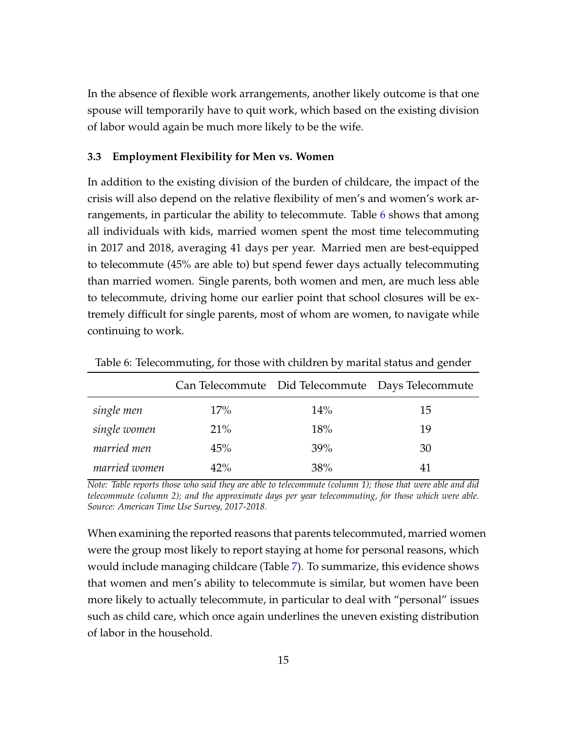In the absence of flexible work arrangements, another likely outcome is that one spouse will temporarily have to quit work, which based on the existing division of labor would again be much more likely to be the wife.

### 3.3 Employment Flexibility for Men vs. Women

In addition to the existing division of the burden of childcare, the impact of the crisis will also depend on the relative flexibility of men's and women's work arrangements, in particular the ability to telecommute. Table 6 shows that among all individuals with kids, married women spent the most time telecommuting in 2017 and 2018, averaging 41 days per year. Married men are best-equipped to telecommute (45% are able to) but spend fewer days actually telecommuting than married women. Single parents, both women and men, are much less able to telecommute, driving home our earlier point that school closures will be extremely difficult for single parents, most of whom are women, to navigate while continuing to work.

Table 6: Telecommuting, for those with children by marital status and gender

| | Can Telecommute | Did Telecommute | Days Telecommute |
|---|---|---|---|
| *single men* | 17% | 14% | 15 |
| *single women* | 21% | 18% | 19 |
| *married men* | 45% | 39% | 30 |
| *married women* | 42% | 38% | 41 |

*Note: Table reports those who said they are able to telecommute (column 1); those that were able and did telecommute (column 2); and the approximate days per year telecommuting, for those which were able. Source: American Time Use Survey, 2017-2018.*

When examining the reported reasons that parents telecommuted, married women were the group most likely to report staying at home for personal reasons, which would include managing childcare (Table 7). To summarize, this evidence shows that women and men's ability to telecommute is similar, but women have been more likely to actually telecommute, in particular to deal with "personal" issues such as child care, which once again underlines the uneven existing distribution of labor in the household.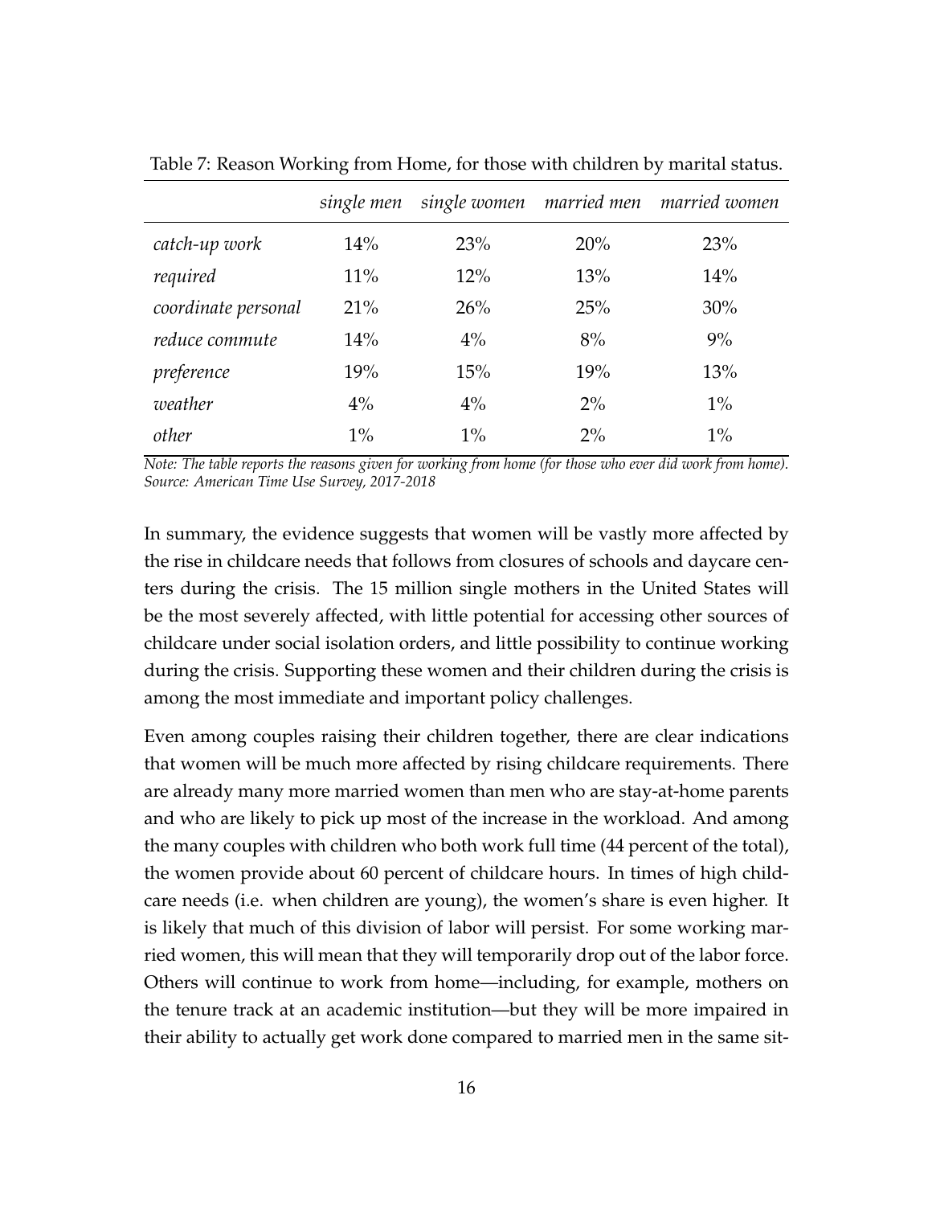Table 7: Reason Working from Home, for those with children by marital status.

| | *single men* | *single women* | *married men* | *married women* |
|---|---|---|---|---|
| *catch-up work* | 14% | 23% | 20% | 23% |
| *required* | 11% | 12% | 13% | 14% |
| *coordinate personal* | 21% | 26% | 25% | 30% |
| *reduce commute* | 14% | 4% | 8% | 9% |
| *preference* | 19% | 15% | 19% | 13% |
| *weather* | 4% | 4% | 2% | 1% |
| *other* | 1% | 1% | 2% | 1% |

*Note: The table reports the reasons given for working from home (for those who ever did work from home). Source: American Time Use Survey, 2017-2018*

In summary, the evidence suggests that women will be vastly more affected by the rise in childcare needs that follows from closures of schools and daycare centers during the crisis. The 15 million single mothers in the United States will be the most severely affected, with little potential for accessing other sources of childcare under social isolation orders, and little possibility to continue working during the crisis. Supporting these women and their children during the crisis is among the most immediate and important policy challenges.

Even among couples raising their children together, there are clear indications that women will be much more affected by rising childcare requirements. There are already many more married women than men who are stay-at-home parents and who are likely to pick up most of the increase in the workload. And among the many couples with children who both work full time (44 percent of the total), the women provide about 60 percent of childcare hours. In times of high childcare needs (i.e. when children are young), the women's share is even higher. It is likely that much of this division of labor will persist. For some working married women, this will mean that they will temporarily drop out of the labor force. Others will continue to work from home—including, for example, mothers on the tenure track at an academic institution—but they will be more impaired in their ability to actually get work done compared to married men in the same sit-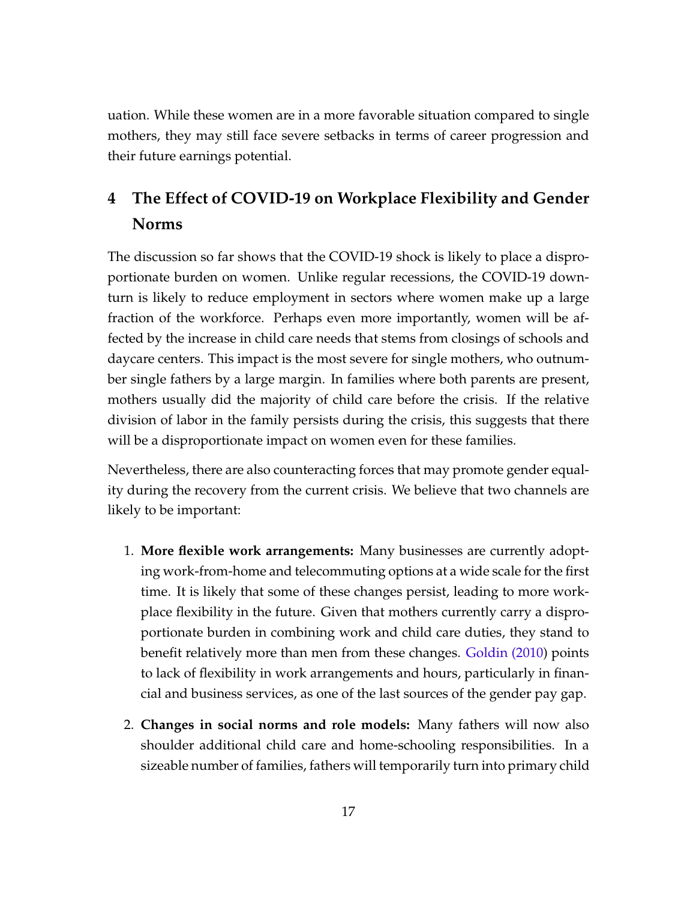uation. While these women are in a more favorable situation compared to single mothers, they may still face severe setbacks in terms of career progression and their future earnings potential.

## 4 The Effect of COVID-19 on Workplace Flexibility and Gender Norms

The discussion so far shows that the COVID-19 shock is likely to place a disproportionate burden on women. Unlike regular recessions, the COVID-19 downturn is likely to reduce employment in sectors where women make up a large fraction of the workforce. Perhaps even more importantly, women will be affected by the increase in child care needs that stems from closings of schools and daycare centers. This impact is the most severe for single mothers, who outnumber single fathers by a large margin. In families where both parents are present, mothers usually did the majority of child care before the crisis. If the relative division of labor in the family persists during the crisis, this suggests that there will be a disproportionate impact on women even for these families.

Nevertheless, there are also counteracting forces that may promote gender equality during the recovery from the current crisis. We believe that two channels are likely to be important:

1. **More flexible work arrangements:** Many businesses are currently adopting work-from-home and telecommuting options at a wide scale for the first time. It is likely that some of these changes persist, leading to more workplace flexibility in the future. Given that mothers currently carry a disproportionate burden in combining work and child care duties, they stand to benefit relatively more than men from these changes. Goldin (2010) points to lack of flexibility in work arrangements and hours, particularly in financial and business services, as one of the last sources of the gender pay gap.

2. **Changes in social norms and role models:** Many fathers will now also shoulder additional child care and home-schooling responsibilities. In a sizeable number of families, fathers will temporarily turn into primary child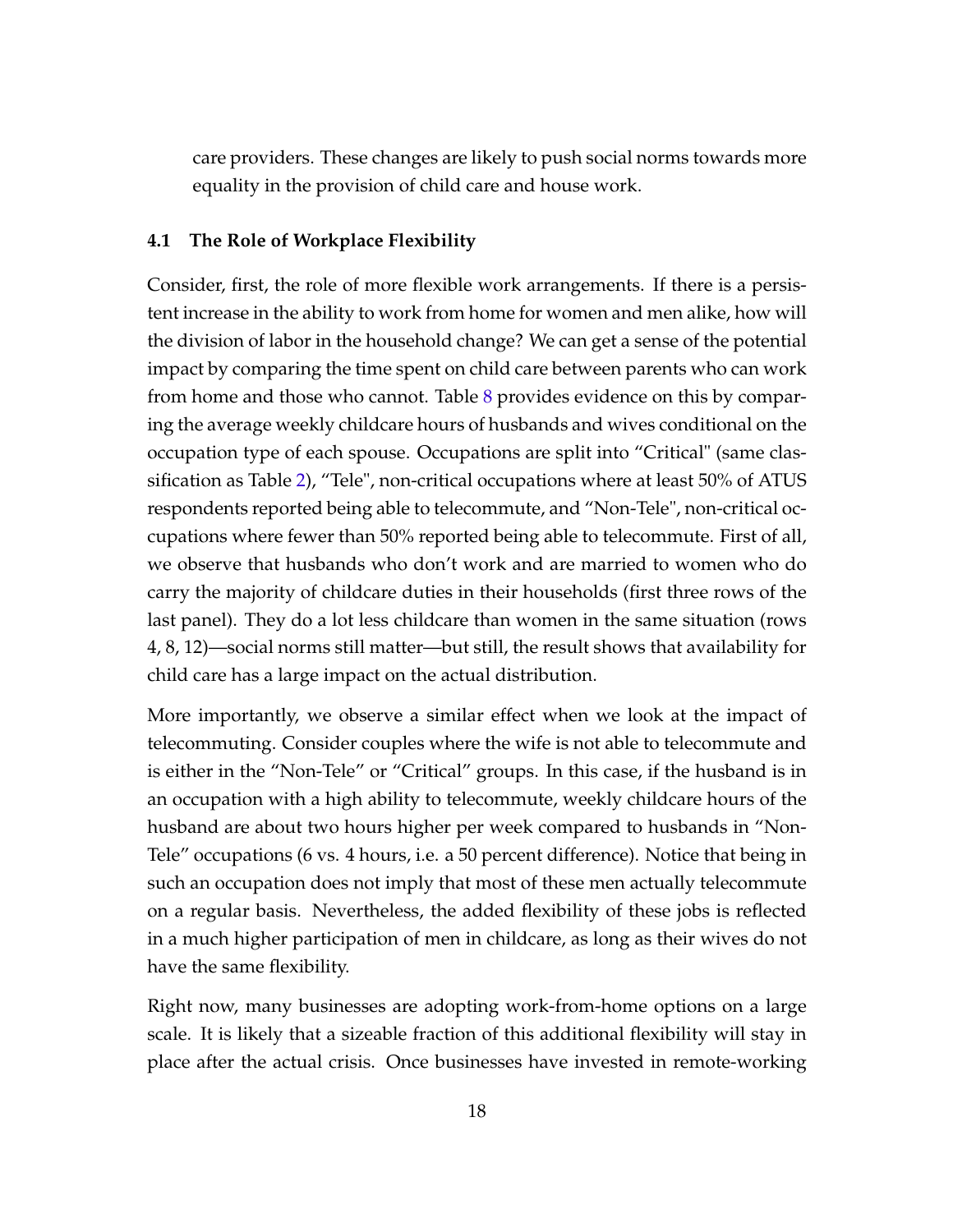care providers. These changes are likely to push social norms towards more equality in the provision of child care and house work.

### 4.1 The Role of Workplace Flexibility

Consider, first, the role of more flexible work arrangements. If there is a persistent increase in the ability to work from home for women and men alike, how will the division of labor in the household change? We can get a sense of the potential impact by comparing the time spent on child care between parents who can work from home and those who cannot. Table 8 provides evidence on this by comparing the average weekly childcare hours of husbands and wives conditional on the occupation type of each spouse. Occupations are split into "Critical" (same classification as Table 2), "Tele", non-critical occupations where at least 50% of ATUS respondents reported being able to telecommute, and "Non-Tele", non-critical occupations where fewer than 50% reported being able to telecommute. First of all, we observe that husbands who don't work and are married to women who do carry the majority of childcare duties in their households (first three rows of the last panel). They do a lot less childcare than women in the same situation (rows 4, 8, 12)—social norms still matter—but still, the result shows that availability for child care has a large impact on the actual distribution.

More importantly, we observe a similar effect when we look at the impact of telecommuting. Consider couples where the wife is not able to telecommute and is either in the "Non-Tele" or "Critical" groups. In this case, if the husband is in an occupation with a high ability to telecommute, weekly childcare hours of the husband are about two hours higher per week compared to husbands in "Non-Tele" occupations (6 vs. 4 hours, i.e. a 50 percent difference). Notice that being in such an occupation does not imply that most of these men actually telecommute on a regular basis. Nevertheless, the added flexibility of these jobs is reflected in a much higher participation of men in childcare, as long as their wives do not have the same flexibility.

Right now, many businesses are adopting work-from-home options on a large scale. It is likely that a sizeable fraction of this additional flexibility will stay in place after the actual crisis. Once businesses have invested in remote-working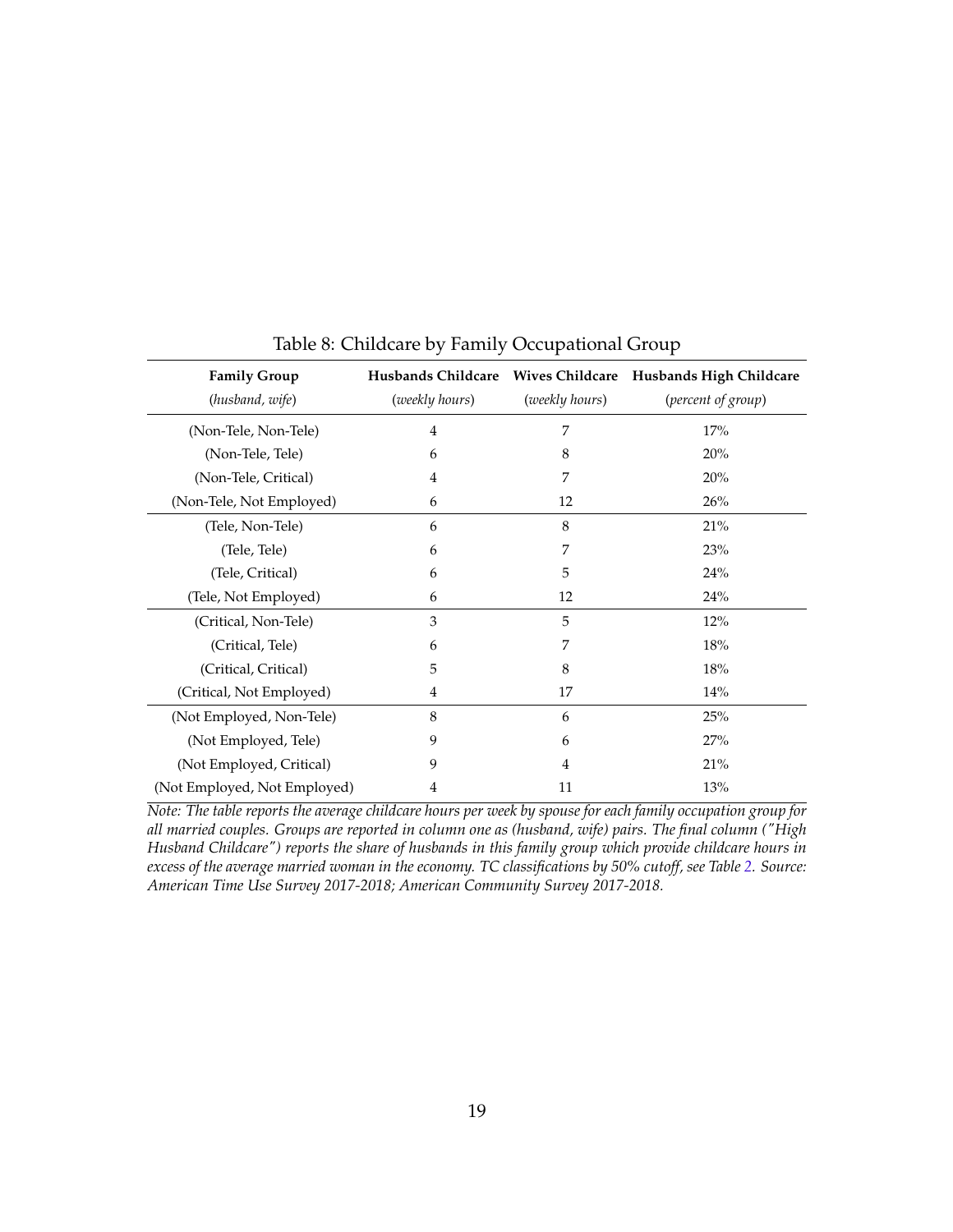Table 8: Childcare by Family Occupational Group

| **Family Group** (*husband, wife*) | **Husbands Childcare** (*weekly hours*) | **Wives Childcare** (*weekly hours*) | **Husbands High Childcare** (*percent of group*) |
|---|---|---|---|
| (Non-Tele, Non-Tele) | 4 | 7 | 17% |
| (Non-Tele, Tele) | 6 | 8 | 20% |
| (Non-Tele, Critical) | 4 | 7 | 20% |
| (Non-Tele, Not Employed) | 6 | 12 | 26% |
| (Tele, Non-Tele) | 6 | 8 | 21% |
| (Tele, Tele) | 6 | 7 | 23% |
| (Tele, Critical) | 6 | 5 | 24% |
| (Tele, Not Employed) | 6 | 12 | 24% |
| (Critical, Non-Tele) | 3 | 5 | 12% |
| (Critical, Tele) | 6 | 7 | 18% |
| (Critical, Critical) | 5 | 8 | 18% |
| (Critical, Not Employed) | 4 | 17 | 14% |
| (Not Employed, Non-Tele) | 8 | 6 | 25% |
| (Not Employed, Tele) | 9 | 6 | 27% |
| (Not Employed, Critical) | 9 | 4 | 21% |
| (Not Employed, Not Employed) | 4 | 11 | 13% |

*Note: The table reports the average childcare hours per week by spouse for each family occupation group for all married couples. Groups are reported in column one as (husband, wife) pairs. The final column ("High Husband Childcare") reports the share of husbands in this family group which provide childcare hours in excess of the average married woman in the economy. TC classifications by 50% cutoff, see Table 2. Source: American Time Use Survey 2017-2018; American Community Survey 2017-2018.*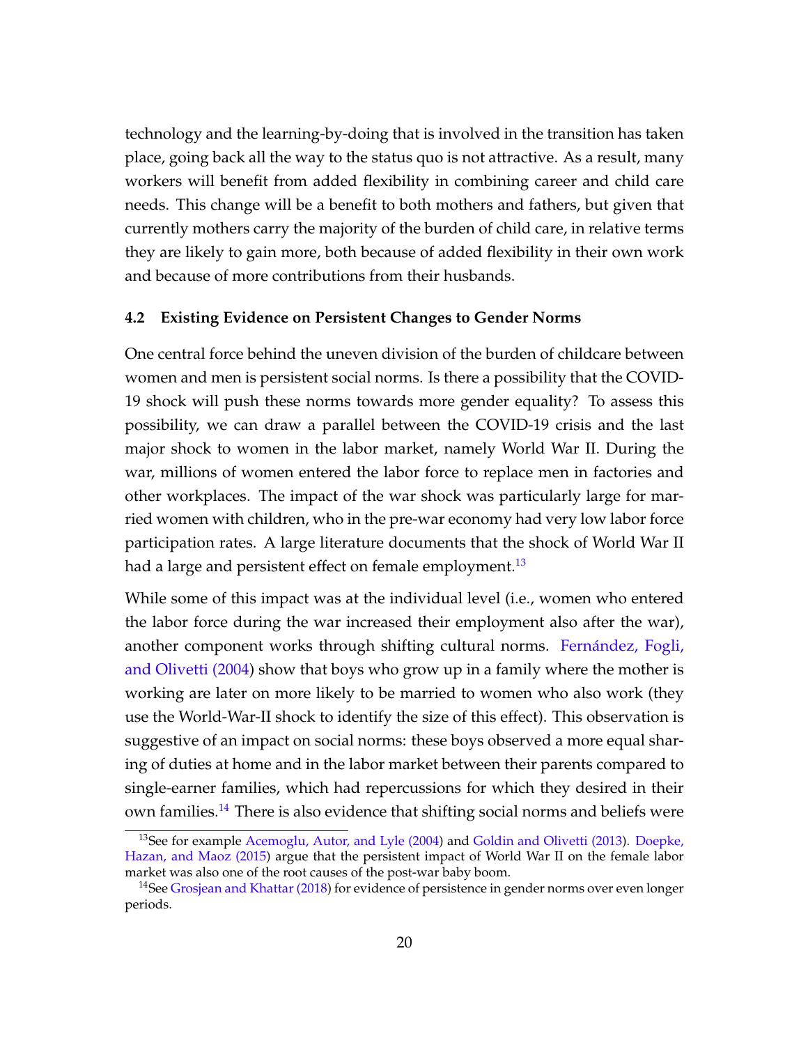technology and the learning-by-doing that is involved in the transition has taken place, going back all the way to the status quo is not attractive. As a result, many workers will benefit from added flexibility in combining career and child care needs. This change will be a benefit to both mothers and fathers, but given that currently mothers carry the majority of the burden of child care, in relative terms they are likely to gain more, both because of added flexibility in their own work and because of more contributions from their husbands.

### 4.2 Existing Evidence on Persistent Changes to Gender Norms

One central force behind the uneven division of the burden of childcare between women and men is persistent social norms. Is there a possibility that the COVID-19 shock will push these norms towards more gender equality? To assess this possibility, we can draw a parallel between the COVID-19 crisis and the last major shock to women in the labor market, namely World War II. During the war, millions of women entered the labor force to replace men in factories and other workplaces. The impact of the war shock was particularly large for married women with children, who in the pre-war economy had very low labor force participation rates. A large literature documents that the shock of World War II had a large and persistent effect on female employment.[13]

While some of this impact was at the individual level (i.e., women who entered the labor force during the war increased their employment also after the war), another component works through shifting cultural norms. Fernández, Fogli, and Olivetti (2004) show that boys who grow up in a family where the mother is working are later on more likely to be married to women who also work (they use the World-War-II shock to identify the size of this effect). This observation is suggestive of an impact on social norms: these boys observed a more equal sharing of duties at home and in the labor market between their parents compared to single-earner families, which had repercussions for which they desired in their own families.[14] There is also evidence that shifting social norms and beliefs were

[13] See for example Acemoglu, Autor, and Lyle (2004) and Goldin and Olivetti (2013). Doepke, Hazan, and Maoz (2015) argue that the persistent impact of World War II on the female labor market was also one of the root causes of the post-war baby boom.

[14] See Grosjean and Khattar (2018) for evidence of persistence in gender norms over even longer periods.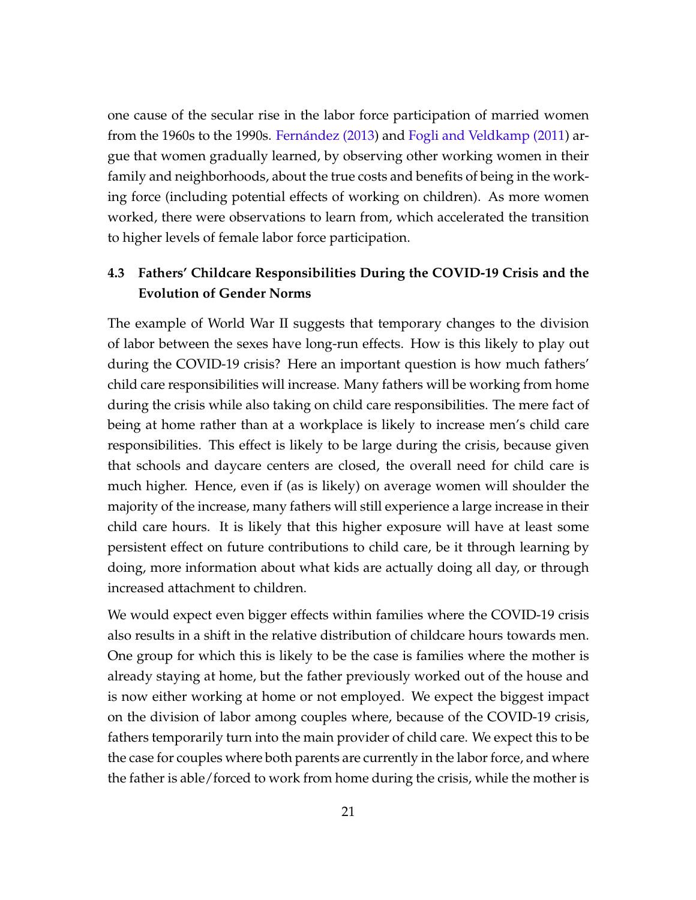one cause of the secular rise in the labor force participation of married women from the 1960s to the 1990s. Fernández (2013) and Fogli and Veldkamp (2011) argue that women gradually learned, by observing other working women in their family and neighborhoods, about the true costs and benefits of being in the working force (including potential effects of working on children). As more women worked, there were observations to learn from, which accelerated the transition to higher levels of female labor force participation.

### 4.3 Fathers' Childcare Responsibilities During the COVID-19 Crisis and the Evolution of Gender Norms

The example of World War II suggests that temporary changes to the division of labor between the sexes have long-run effects. How is this likely to play out during the COVID-19 crisis? Here an important question is how much fathers' child care responsibilities will increase. Many fathers will be working from home during the crisis while also taking on child care responsibilities. The mere fact of being at home rather than at a workplace is likely to increase men's child care responsibilities. This effect is likely to be large during the crisis, because given that schools and daycare centers are closed, the overall need for child care is much higher. Hence, even if (as is likely) on average women will shoulder the majority of the increase, many fathers will still experience a large increase in their child care hours. It is likely that this higher exposure will have at least some persistent effect on future contributions to child care, be it through learning by doing, more information about what kids are actually doing all day, or through increased attachment to children.

We would expect even bigger effects within families where the COVID-19 crisis also results in a shift in the relative distribution of childcare hours towards men. One group for which this is likely to be the case is families where the mother is already staying at home, but the father previously worked out of the house and is now either working at home or not employed. We expect the biggest impact on the division of labor among couples where, because of the COVID-19 crisis, fathers temporarily turn into the main provider of child care. We expect this to be the case for couples where both parents are currently in the labor force, and where the father is able/forced to work from home during the crisis, while the mother is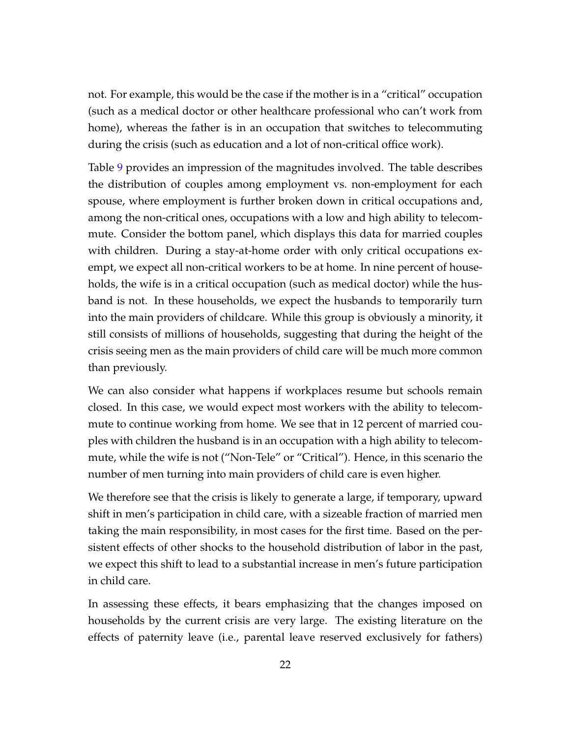not. For example, this would be the case if the mother is in a "critical" occupation (such as a medical doctor or other healthcare professional who can't work from home), whereas the father is in an occupation that switches to telecommuting during the crisis (such as education and a lot of non-critical office work).

Table 9 provides an impression of the magnitudes involved. The table describes the distribution of couples among employment vs. non-employment for each spouse, where employment is further broken down in critical occupations and, among the non-critical ones, occupations with a low and high ability to telecommute. Consider the bottom panel, which displays this data for married couples with children. During a stay-at-home order with only critical occupations exempt, we expect all non-critical workers to be at home. In nine percent of households, the wife is in a critical occupation (such as medical doctor) while the husband is not. In these households, we expect the husbands to temporarily turn into the main providers of childcare. While this group is obviously a minority, it still consists of millions of households, suggesting that during the height of the crisis seeing men as the main providers of child care will be much more common than previously.

We can also consider what happens if workplaces resume but schools remain closed. In this case, we would expect most workers with the ability to telecommute to continue working from home. We see that in 12 percent of married couples with children the husband is in an occupation with a high ability to telecommute, while the wife is not ("Non-Tele" or "Critical"). Hence, in this scenario the number of men turning into main providers of child care is even higher.

We therefore see that the crisis is likely to generate a large, if temporary, upward shift in men's participation in child care, with a sizeable fraction of married men taking the main responsibility, in most cases for the first time. Based on the persistent effects of other shocks to the household distribution of labor in the past, we expect this shift to lead to a substantial increase in men's future participation in child care.

In assessing these effects, it bears emphasizing that the changes imposed on households by the current crisis are very large. The existing literature on the effects of paternity leave (i.e., parental leave reserved exclusively for fathers)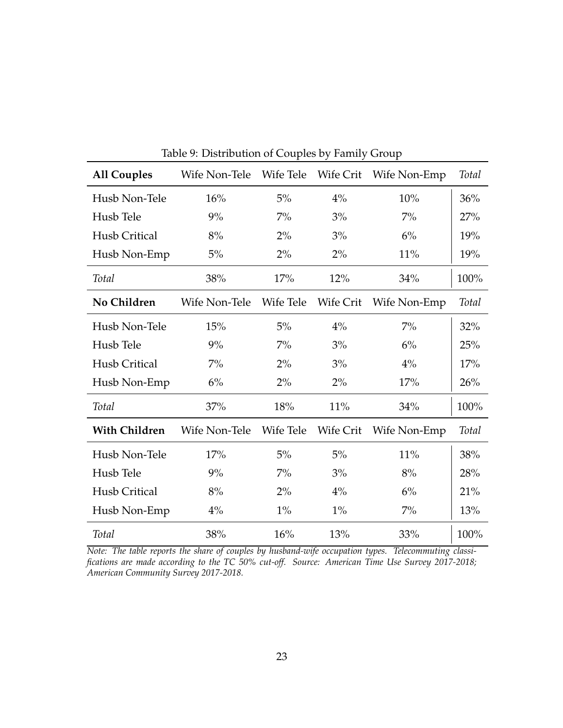Table 9: Distribution of Couples by Family Group

| **All Couples** | Wife Non-Tele | Wife Tele | Wife Crit | Wife Non-Emp | *Total* |
|---|---|---|---|---|---|
| Husb Non-Tele | 16% | 5% | 4% | 10% | 36% |
| Husb Tele | 9% | 7% | 3% | 7% | 27% |
| Husb Critical | 8% | 2% | 3% | 6% | 19% |
| Husb Non-Emp | 5% | 2% | 2% | 11% | 19% |
| *Total* | 38% | 17% | 12% | 34% | 100% |
| **No Children** | Wife Non-Tele | Wife Tele | Wife Crit | Wife Non-Emp | *Total* |
| Husb Non-Tele | 15% | 5% | 4% | 7% | 32% |
| Husb Tele | 9% | 7% | 3% | 6% | 25% |
| Husb Critical | 7% | 2% | 3% | 4% | 17% |
| Husb Non-Emp | 6% | 2% | 2% | 17% | 26% |
| *Total* | 37% | 18% | 11% | 34% | 100% |
| **With Children** | Wife Non-Tele | Wife Tele | Wife Crit | Wife Non-Emp | *Total* |
| Husb Non-Tele | 17% | 5% | 5% | 11% | 38% |
| Husb Tele | 9% | 7% | 3% | 8% | 28% |
| Husb Critical | 8% | 2% | 4% | 6% | 21% |
| Husb Non-Emp | 4% | 1% | 1% | 7% | 13% |
| *Total* | 38% | 16% | 13% | 33% | 100% |

*Note: The table reports the share of couples by husband-wife occupation types. Telecommuting classifications are made according to the TC 50% cut-off. Source: American Time Use Survey 2017-2018; American Community Survey 2017-2018.*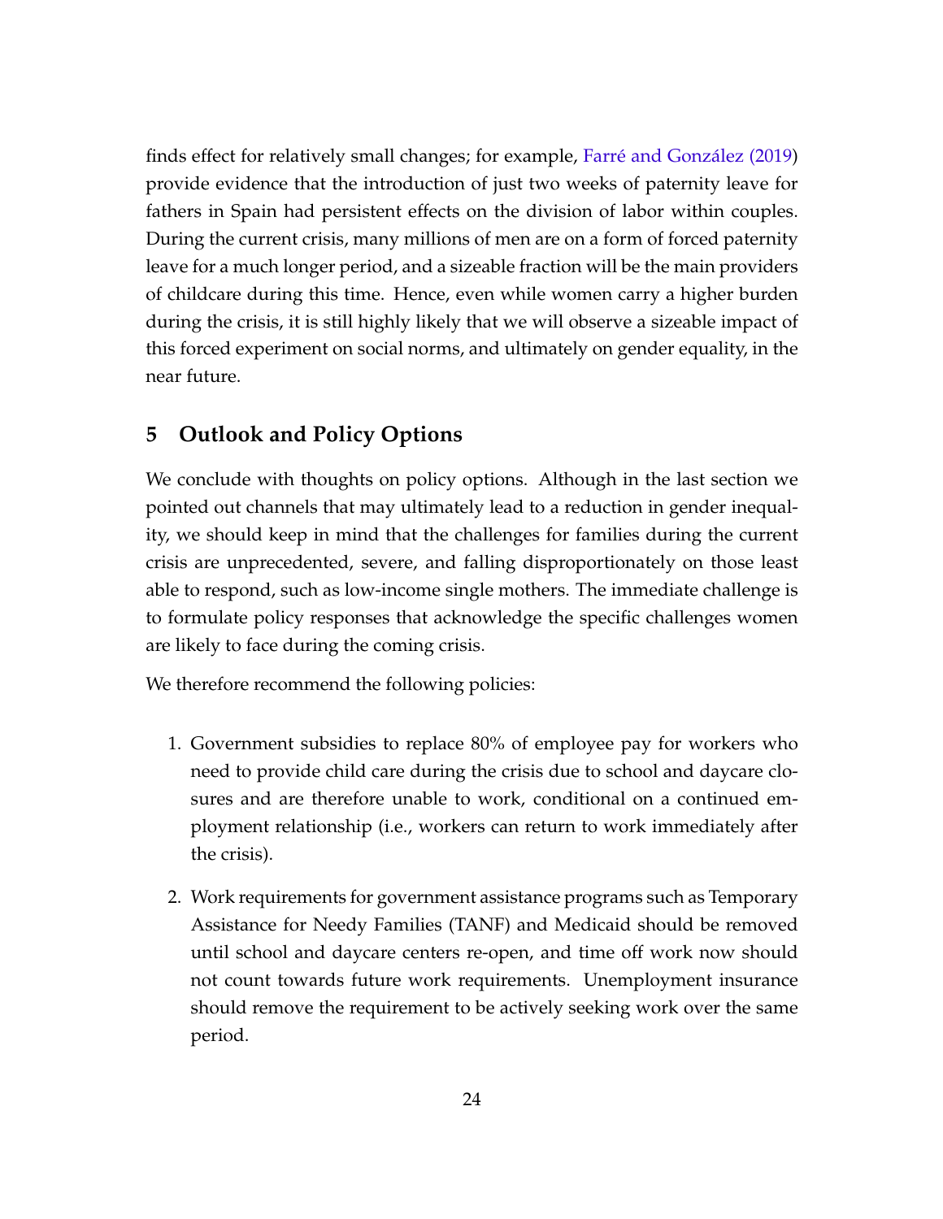finds effect for relatively small changes; for example, Farré and González (2019) provide evidence that the introduction of just two weeks of paternity leave for fathers in Spain had persistent effects on the division of labor within couples. During the current crisis, many millions of men are on a form of forced paternity leave for a much longer period, and a sizeable fraction will be the main providers of childcare during this time. Hence, even while women carry a higher burden during the crisis, it is still highly likely that we will observe a sizeable impact of this forced experiment on social norms, and ultimately on gender equality, in the near future.

## 5 Outlook and Policy Options

We conclude with thoughts on policy options. Although in the last section we pointed out channels that may ultimately lead to a reduction in gender inequality, we should keep in mind that the challenges for families during the current crisis are unprecedented, severe, and falling disproportionately on those least able to respond, such as low-income single mothers. The immediate challenge is to formulate policy responses that acknowledge the specific challenges women are likely to face during the coming crisis.

We therefore recommend the following policies:

1. Government subsidies to replace 80% of employee pay for workers who need to provide child care during the crisis due to school and daycare closures and are therefore unable to work, conditional on a continued employment relationship (i.e., workers can return to work immediately after the crisis).

2. Work requirements for government assistance programs such as Temporary Assistance for Needy Families (TANF) and Medicaid should be removed until school and daycare centers re-open, and time off work now should not count towards future work requirements. Unemployment insurance should remove the requirement to be actively seeking work over the same period.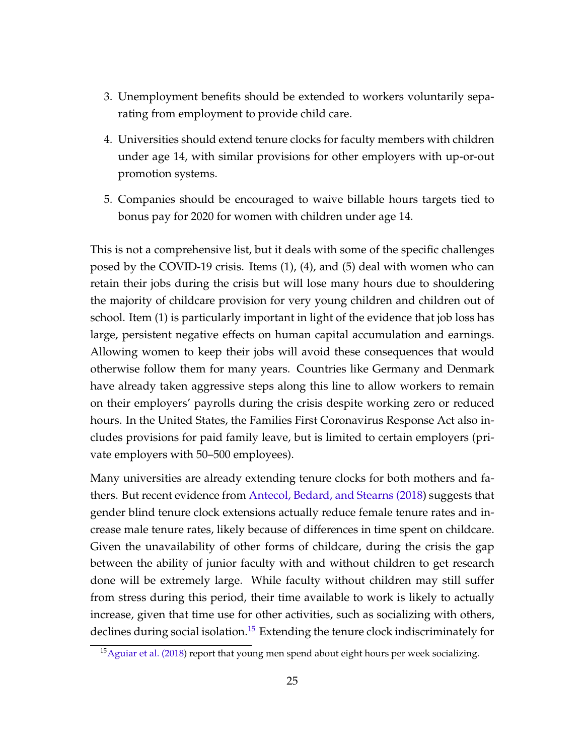3. Unemployment benefits should be extended to workers voluntarily separating from employment to provide child care.

4. Universities should extend tenure clocks for faculty members with children under age 14, with similar provisions for other employers with up-or-out promotion systems.

5. Companies should be encouraged to waive billable hours targets tied to bonus pay for 2020 for women with children under age 14.

This is not a comprehensive list, but it deals with some of the specific challenges posed by the COVID-19 crisis. Items (1), (4), and (5) deal with women who can retain their jobs during the crisis but will lose many hours due to shouldering the majority of childcare provision for very young children and children out of school. Item (1) is particularly important in light of the evidence that job loss has large, persistent negative effects on human capital accumulation and earnings. Allowing women to keep their jobs will avoid these consequences that would otherwise follow them for many years. Countries like Germany and Denmark have already taken aggressive steps along this line to allow workers to remain on their employers' payrolls during the crisis despite working zero or reduced hours. In the United States, the Families First Coronavirus Response Act also includes provisions for paid family leave, but is limited to certain employers (private employers with 50–500 employees).

Many universities are already extending tenure clocks for both mothers and fathers. But recent evidence from Antecol, Bedard, and Stearns (2018) suggests that gender blind tenure clock extensions actually reduce female tenure rates and increase male tenure rates, likely because of differences in time spent on childcare. Given the unavailability of other forms of childcare, during the crisis the gap between the ability of junior faculty with and without children to get research done will be extremely large. While faculty without children may still suffer from stress during this period, their time available to work is likely to actually increase, given that time use for other activities, such as socializing with others, declines during social isolation.[15] Extending the tenure clock indiscriminately for

[15] Aguiar et al. (2018) report that young men spend about eight hours per week socializing.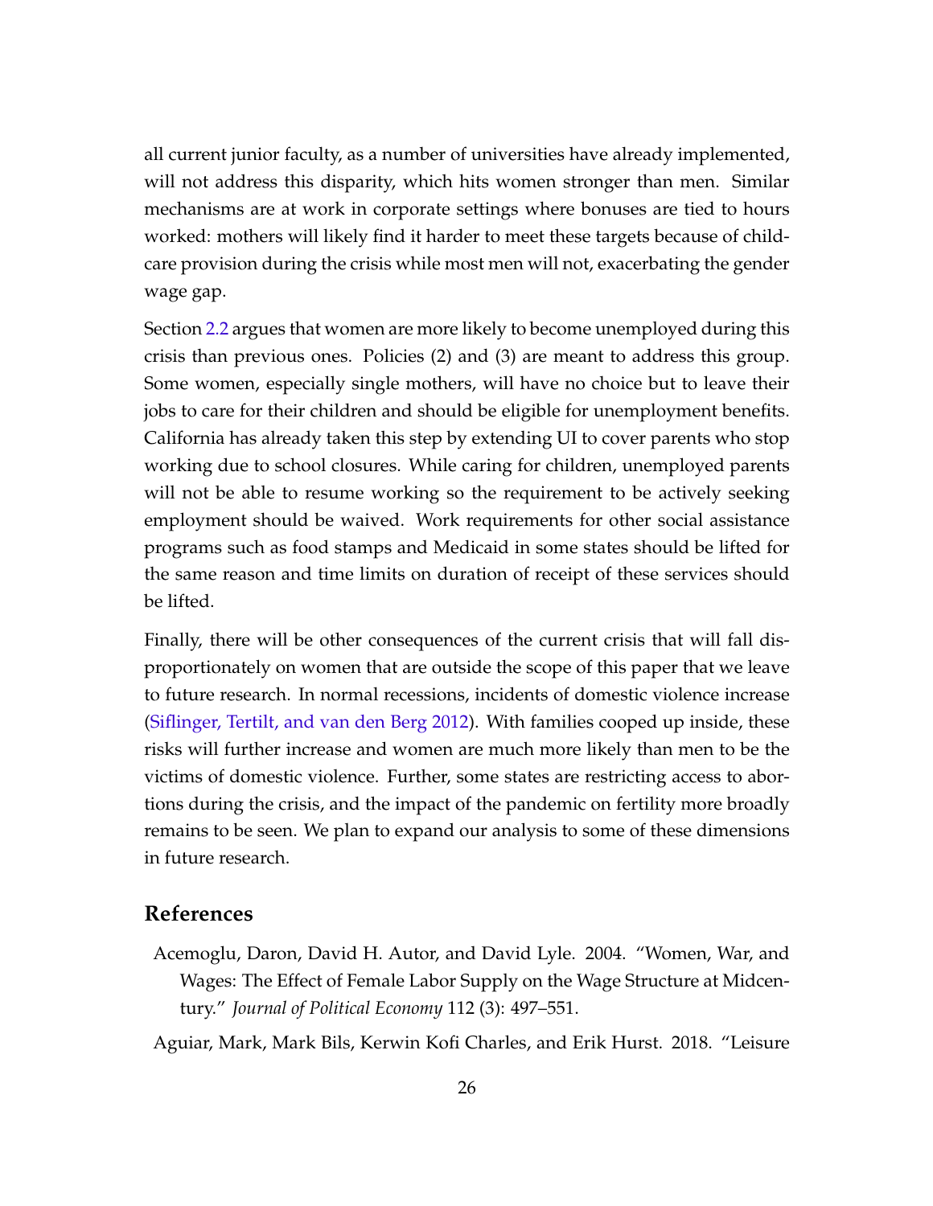all current junior faculty, as a number of universities have already implemented, will not address this disparity, which hits women stronger than men. Similar mechanisms are at work in corporate settings where bonuses are tied to hours worked: mothers will likely find it harder to meet these targets because of childcare provision during the crisis while most men will not, exacerbating the gender wage gap.

Section 2.2 argues that women are more likely to become unemployed during this crisis than previous ones. Policies (2) and (3) are meant to address this group. Some women, especially single mothers, will have no choice but to leave their jobs to care for their children and should be eligible for unemployment benefits. California has already taken this step by extending UI to cover parents who stop working due to school closures. While caring for children, unemployed parents will not be able to resume working so the requirement to be actively seeking employment should be waived. Work requirements for other social assistance programs such as food stamps and Medicaid in some states should be lifted for the same reason and time limits on duration of receipt of these services should be lifted.

Finally, there will be other consequences of the current crisis that will fall disproportionately on women that are outside the scope of this paper that we leave to future research. In normal recessions, incidents of domestic violence increase (Siflinger, Tertilt, and van den Berg 2012). With families cooped up inside, these risks will further increase and women are much more likely than men to be the victims of domestic violence. Further, some states are restricting access to abortions during the crisis, and the impact of the pandemic on fertility more broadly remains to be seen. We plan to expand our analysis to some of these dimensions in future research.

## References

Acemoglu, Daron, David H. Autor, and David Lyle. 2004. "Women, War, and Wages: The Effect of Female Labor Supply on the Wage Structure at Midcentury." *Journal of Political Economy* 112 (3): 497–551.

Aguiar, Mark, Mark Bils, Kerwin Kofi Charles, and Erik Hurst. 2018. "Leisure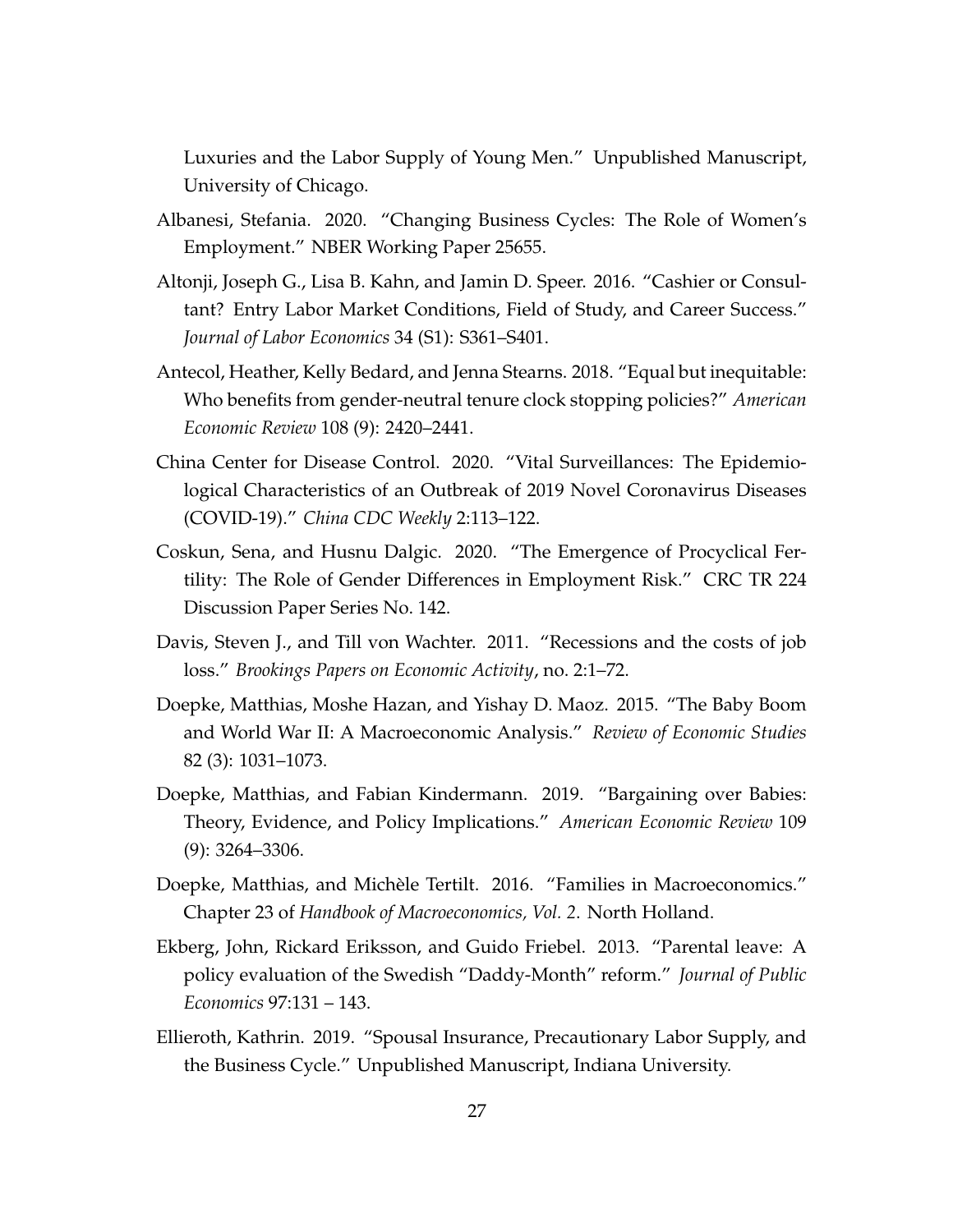Luxuries and the Labor Supply of Young Men." Unpublished Manuscript, University of Chicago.

Albanesi, Stefania. 2020. "Changing Business Cycles: The Role of Women's Employment." NBER Working Paper 25655.

Altonji, Joseph G., Lisa B. Kahn, and Jamin D. Speer. 2016. "Cashier or Consultant? Entry Labor Market Conditions, Field of Study, and Career Success." *Journal of Labor Economics* 34 (S1): S361–S401.

Antecol, Heather, Kelly Bedard, and Jenna Stearns. 2018. "Equal but inequitable: Who benefits from gender-neutral tenure clock stopping policies?" *American Economic Review* 108 (9): 2420–2441.

China Center for Disease Control. 2020. "Vital Surveillances: The Epidemiological Characteristics of an Outbreak of 2019 Novel Coronavirus Diseases (COVID-19)." *China CDC Weekly* 2:113–122.

Coskun, Sena, and Husnu Dalgic. 2020. "The Emergence of Procyclical Fertility: The Role of Gender Differences in Employment Risk." CRC TR 224 Discussion Paper Series No. 142.

Davis, Steven J., and Till von Wachter. 2011. "Recessions and the costs of job loss." *Brookings Papers on Economic Activity*, no. 2:1–72.

Doepke, Matthias, Moshe Hazan, and Yishay D. Maoz. 2015. "The Baby Boom and World War II: A Macroeconomic Analysis." *Review of Economic Studies* 82 (3): 1031–1073.

Doepke, Matthias, and Fabian Kindermann. 2019. "Bargaining over Babies: Theory, Evidence, and Policy Implications." *American Economic Review* 109 (9): 3264–3306.

Doepke, Matthias, and Michèle Tertilt. 2016. "Families in Macroeconomics." Chapter 23 of *Handbook of Macroeconomics, Vol. 2*. North Holland.

Ekberg, John, Rickard Eriksson, and Guido Friebel. 2013. "Parental leave: A policy evaluation of the Swedish "Daddy-Month" reform." *Journal of Public Economics* 97:131 – 143.

Ellieroth, Kathrin. 2019. "Spousal Insurance, Precautionary Labor Supply, and the Business Cycle." Unpublished Manuscript, Indiana University.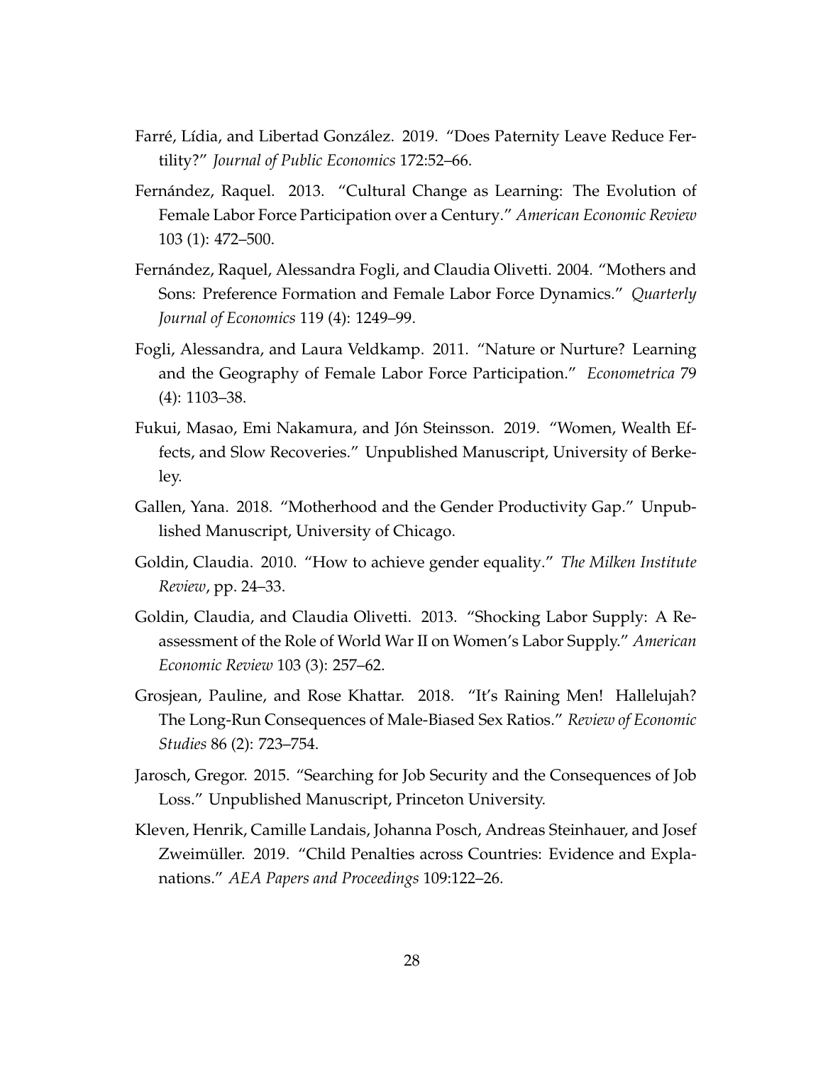Farré, Lídia, and Libertad González. 2019. "Does Paternity Leave Reduce Fertility?" *Journal of Public Economics* 172:52–66.

Fernández, Raquel. 2013. "Cultural Change as Learning: The Evolution of Female Labor Force Participation over a Century." *American Economic Review* 103 (1): 472–500.

Fernández, Raquel, Alessandra Fogli, and Claudia Olivetti. 2004. "Mothers and Sons: Preference Formation and Female Labor Force Dynamics." *Quarterly Journal of Economics* 119 (4): 1249–99.

Fogli, Alessandra, and Laura Veldkamp. 2011. "Nature or Nurture? Learning and the Geography of Female Labor Force Participation." *Econometrica* 79 (4): 1103–38.

Fukui, Masao, Emi Nakamura, and Jón Steinsson. 2019. "Women, Wealth Effects, and Slow Recoveries." Unpublished Manuscript, University of Berkeley.

Gallen, Yana. 2018. "Motherhood and the Gender Productivity Gap." Unpublished Manuscript, University of Chicago.

Goldin, Claudia. 2010. "How to achieve gender equality." *The Milken Institute Review*, pp. 24–33.

Goldin, Claudia, and Claudia Olivetti. 2013. "Shocking Labor Supply: A Reassessment of the Role of World War II on Women's Labor Supply." *American Economic Review* 103 (3): 257–62.

Grosjean, Pauline, and Rose Khattar. 2018. "It's Raining Men! Hallelujah? The Long-Run Consequences of Male-Biased Sex Ratios." *Review of Economic Studies* 86 (2): 723–754.

Jarosch, Gregor. 2015. "Searching for Job Security and the Consequences of Job Loss." Unpublished Manuscript, Princeton University.

Kleven, Henrik, Camille Landais, Johanna Posch, Andreas Steinhauer, and Josef Zweimüller. 2019. "Child Penalties across Countries: Evidence and Explanations." *AEA Papers and Proceedings* 109:122–26.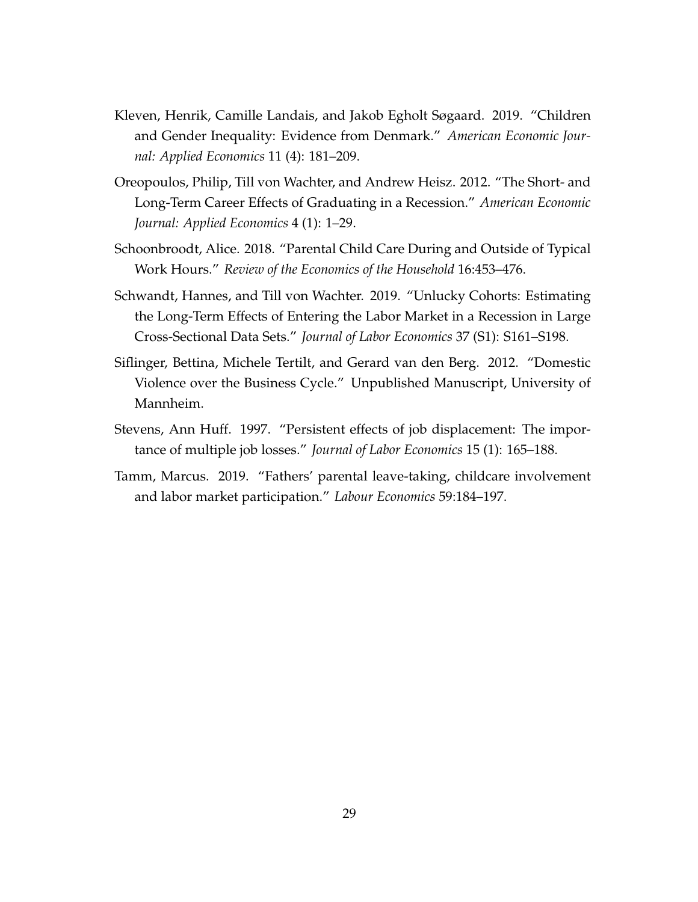Kleven, Henrik, Camille Landais, and Jakob Egholt Søgaard. 2019. "Children and Gender Inequality: Evidence from Denmark." *American Economic Journal: Applied Economics* 11 (4): 181–209.

Oreopoulos, Philip, Till von Wachter, and Andrew Heisz. 2012. "The Short- and Long-Term Career Effects of Graduating in a Recession." *American Economic Journal: Applied Economics* 4 (1): 1–29.

Schoonbroodt, Alice. 2018. "Parental Child Care During and Outside of Typical Work Hours." *Review of the Economics of the Household* 16:453–476.

Schwandt, Hannes, and Till von Wachter. 2019. "Unlucky Cohorts: Estimating the Long-Term Effects of Entering the Labor Market in a Recession in Large Cross-Sectional Data Sets." *Journal of Labor Economics* 37 (S1): S161–S198.

Siflinger, Bettina, Michele Tertilt, and Gerard van den Berg. 2012. "Domestic Violence over the Business Cycle." Unpublished Manuscript, University of Mannheim.

Stevens, Ann Huff. 1997. "Persistent effects of job displacement: The importance of multiple job losses." *Journal of Labor Economics* 15 (1): 165–188.

Tamm, Marcus. 2019. "Fathers' parental leave-taking, childcare involvement and labor market participation." *Labour Economics* 59:184–197.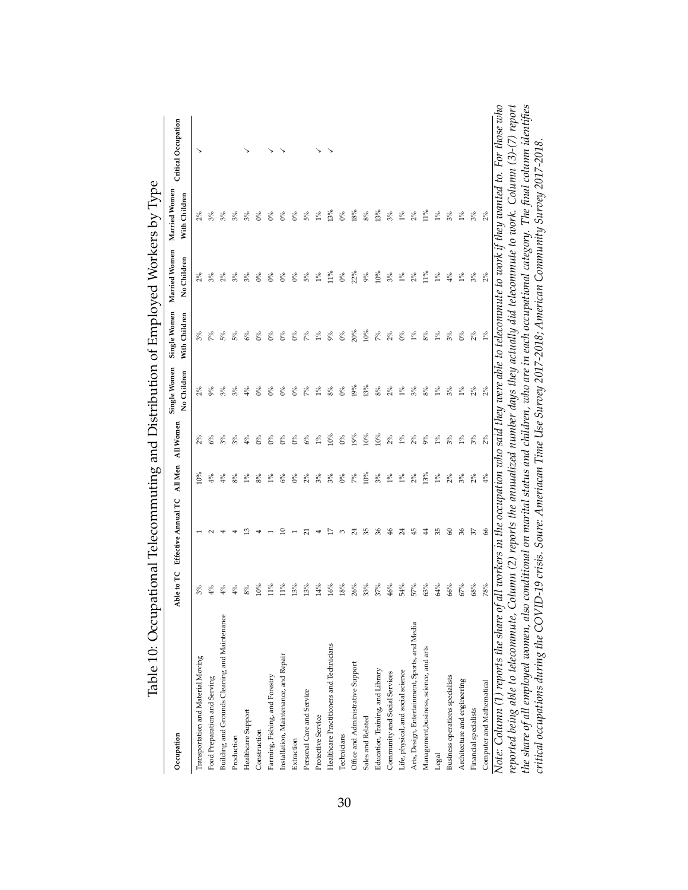# Table 10: Occupational Telecommuting and Distribution of Employed Workers by Type

| Occupation | Able to TC | Effective Annual TC | All Men | All Women | Single Women No Children | Single Women With Children | Married Women No Children | Married Women With Children | Critical Occupation |
|---|---|---|---|---|---|---|---|---|---|
| Transportation and Material Moving | 3% | 1 | 10% | 2% | 2% | 3% | 2% | 2% | ✓ |
| Food Preparation and Serving | 4% | 2 | 4% | 6% | 9% | 7% | 3% | 3% | |
| Building and Grounds Cleaning and Maintenance | 4% | 4 | 4% | 3% | 3% | 5% | 2% | 3% | |
| Production | 4% | 4 | 8% | 3% | 3% | 5% | 3% | 3% | |
| Healthcare Support | 8% | 13 | 1% | 4% | 4% | 6% | 3% | 3% | ✓ |
| Construction | 10% | 4 | 8% | 0% | 0% | 0% | 0% | 0% | |
| Farming, Fishing, and Forestry | 11% | 1 | 1% | 0% | 0% | 0% | 0% | 0% | ✓ |
| Installation, Maintenance, and Repair | 11% | 10 | 6% | 0% | 0% | 0% | 0% | 0% | ✓ |
| Extraction | 13% | 1 | 0% | 0% | 0% | 0% | 0% | 0% | |
| Personal Care and Service | 13% | 21 | 2% | 6% | 7% | 7% | 5% | 5% | |
| Protective Service | 14% | 4 | 3% | 1% | 1% | 1% | 1% | 1% | ✓ |
| Healthcare Practitioners and Technicians | 16% | 17 | 3% | 10% | 8% | 9% | 11% | 13% | ✓ |
| Technicians | 18% | 3 | 0% | 0% | 0% | 0% | 0% | 0% | |
| Office and Administrative Support | 26% | 24 | 7% | 19% | 19% | 20% | 22% | 18% | |
| Sales and Related | 33% | 35 | 10% | 10% | 13% | 10% | 9% | 8% | |
| Education, Training, and Library | 37% | 36 | 3% | 10% | 8% | 7% | 10% | 13% | |
| Community and Social Services | 46% | 46 | 1% | 2% | 2% | 2% | 3% | 3% | |
| Life, physical, and social science | 54% | 24 | 1% | 1% | 1% | 0% | 1% | 1% | |
| Arts, Design, Entertainment, Sports, and Media | 57% | 45 | 2% | 2% | 3% | 1% | 2% | 2% | |
| Management,business, science, and arts | 63% | 44 | 13% | 9% | 8% | 8% | 11% | 11% | |
| Legal | 64% | 35 | 1% | 1% | 1% | 1% | 1% | 1% | |
| Business operations specialists | 66% | 60 | 2% | 3% | 3% | 3% | 4% | 3% | |
| Architecture and engineering | 67% | 36 | 3% | 1% | 1% | 0% | 1% | 1% | |
| Financial specialists | 68% | 37 | 2% | 3% | 2% | 2% | 3% | 3% | |
| Computer and Mathematical | 78% | 66 | 4% | 2% | 2% | 1% | 2% | 2% | |

*Note: Column (1) reports the share of all workers in the occupation who said they were able to telecommute to work if they wanted to. For those who reported being able to telecommute, Column (2) reports the annualized number days they actually did telecommute to work. Column (3)-(7) report the share of all employed women, also conditional on marital status and children, who are in each occupational category. The final column identifies critical occupations during the COVID-19 crisis. Soure: Ameriacan Time Use Survey 2017-2018; American Community Survey 2017-2018.*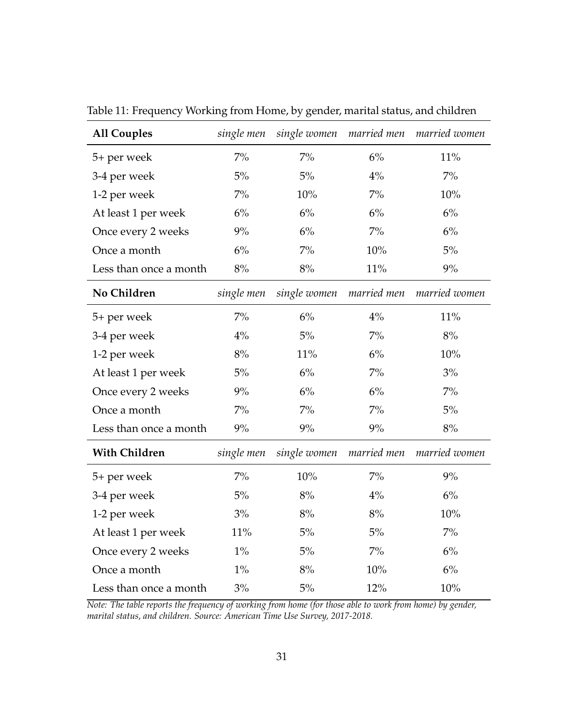Table 11: Frequency Working from Home, by gender, marital status, and children

| **All Couples** | *single men* | *single women* | *married men* | *married women* |
|---|---|---|---|---|
| 5+ per week | 7% | 7% | 6% | 11% |
| 3-4 per week | 5% | 5% | 4% | 7% |
| 1-2 per week | 7% | 10% | 7% | 10% |
| At least 1 per week | 6% | 6% | 6% | 6% |
| Once every 2 weeks | 9% | 6% | 7% | 6% |
| Once a month | 6% | 7% | 10% | 5% |
| Less than once a month | 8% | 8% | 11% | 9% |
| **No Children** | *single men* | *single women* | *married men* | *married women* |
| 5+ per week | 7% | 6% | 4% | 11% |
| 3-4 per week | 4% | 5% | 7% | 8% |
| 1-2 per week | 8% | 11% | 6% | 10% |
| At least 1 per week | 5% | 6% | 7% | 3% |
| Once every 2 weeks | 9% | 6% | 6% | 7% |
| Once a month | 7% | 7% | 7% | 5% |
| Less than once a month | 9% | 9% | 9% | 8% |
| **With Children** | *single men* | *single women* | *married men* | *married women* |
| 5+ per week | 7% | 10% | 7% | 9% |
| 3-4 per week | 5% | 8% | 4% | 6% |
| 1-2 per week | 3% | 8% | 8% | 10% |
| At least 1 per week | 11% | 5% | 5% | 7% |
| Once every 2 weeks | 1% | 5% | 7% | 6% |
| Once a month | 1% | 8% | 10% | 6% |
| Less than once a month | 3% | 5% | 12% | 10% |

*Note: The table reports the frequency of working from home (for those able to work from home) by gender, marital status, and children. Source: American Time Use Survey, 2017-2018.*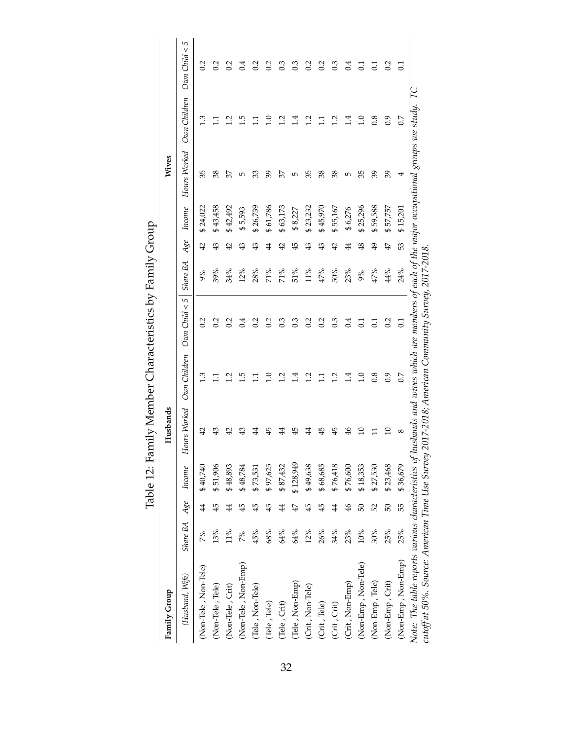# Table 12: Family Member Characteristics by Family Group

| Family Group | Husbands | | | | | | Wives | | | | | |
|---|---|---|---|---|---|---|---|---|---|---|---|---|
| *(Husband, Wife)* | *Share BA* | *Age* | *Income* | *Hours Worked* | *Own Children* | *Own Child < 5* | *Share BA* | *Age* | *Income* | *Hours Worked* | *Own Children* | *Own Child < 5* |
| (Non-Tele , Non-Tele) | 7% | 44 | $ 40,740 | 42 | 1.3 | 0.2 | 9% | 42 | $ 24,022 | 35 | 1.3 | 0.2 |
| (Non-Tele , Tele) | 13% | 45 | $ 51,906 | 43 | 1.1 | 0.2 | 39% | 43 | $ 43,458 | 38 | 1.1 | 0.2 |
| (Non-Tele , Crit) | 11% | 44 | $ 48,893 | 42 | 1.2 | 0.2 | 34% | 42 | $ 42,492 | 37 | 1.2 | 0.2 |
| (Non-Tele , Non-Emp) | 7% | 45 | $ 48,784 | 43 | 1.5 | 0.4 | 12% | 43 | $ 5,593 | 5 | 1.5 | 0.4 |
| (Tele , Non-Tele) | 45% | 45 | $ 73,531 | 44 | 1.1 | 0.2 | 28% | 43 | $ 26,739 | 33 | 1.1 | 0.2 |
| (Tele , Tele) | 68% | 45 | $ 97,625 | 45 | 1.0 | 0.2 | 71% | 44 | $ 61,786 | 39 | 1.0 | 0.2 |
| (Tele , Crit) | 64% | 44 | $ 87,432 | 44 | 1.2 | 0.3 | 71% | 42 | $ 63,173 | 37 | 1.2 | 0.3 |
| (Tele , Non-Emp) | 64% | 47 | $ 128,949 | 45 | 1.4 | 0.3 | 51% | 45 | $ 8,227 | 5 | 1.4 | 0.3 |
| (Crit , Non-Tele) | 12% | 45 | $ 49,638 | 44 | 1.2 | 0.2 | 11% | 43 | $ 23,232 | 35 | 1.2 | 0.2 |
| (Crit , Tele) | 26% | 45 | $ 68,685 | 45 | 1.1 | 0.2 | 47% | 43 | $ 45,970 | 38 | 1.1 | 0.2 |
| (Crit , Crit) | 34% | 44 | $ 76,418 | 45 | 1.2 | 0.3 | 50% | 42 | $ 55,167 | 38 | 1.2 | 0.3 |
| (Crit , Non-Emp) | 23% | 46 | $ 76,600 | 46 | 1.4 | 0.4 | 23% | 44 | $ 6,276 | 5 | 1.4 | 0.4 |
| (Non-Emp , Non-Tele) | 10% | 50 | $ 18,353 | 10 | 1.0 | 0.1 | 9% | 48 | $ 25,296 | 35 | 1.0 | 0.1 |
| (Non-Emp , Tele) | 30% | 52 | $ 27,530 | 11 | 0.8 | 0.1 | 47% | 49 | $ 59,588 | 39 | 0.8 | 0.1 |
| (Non-Emp , Crit) | 25% | 50 | $ 23,468 | 10 | 0.9 | 0.2 | 44% | 47 | $ 57,757 | 39 | 0.9 | 0.2 |
| (Non-Emp , Non-Emp) | 25% | 55 | $ 36,679 | 8 | 0.7 | 0.1 | 24% | 53 | $ 15,201 | 4 | 0.7 | 0.1 |

*Note: The table reports various characteristics of husbands and wives which are members of each of the major occupational groups we study. TC cutoff at 50%. Source: American Time Use Survey 2017-2018; American Community Survey, 2017-2018.*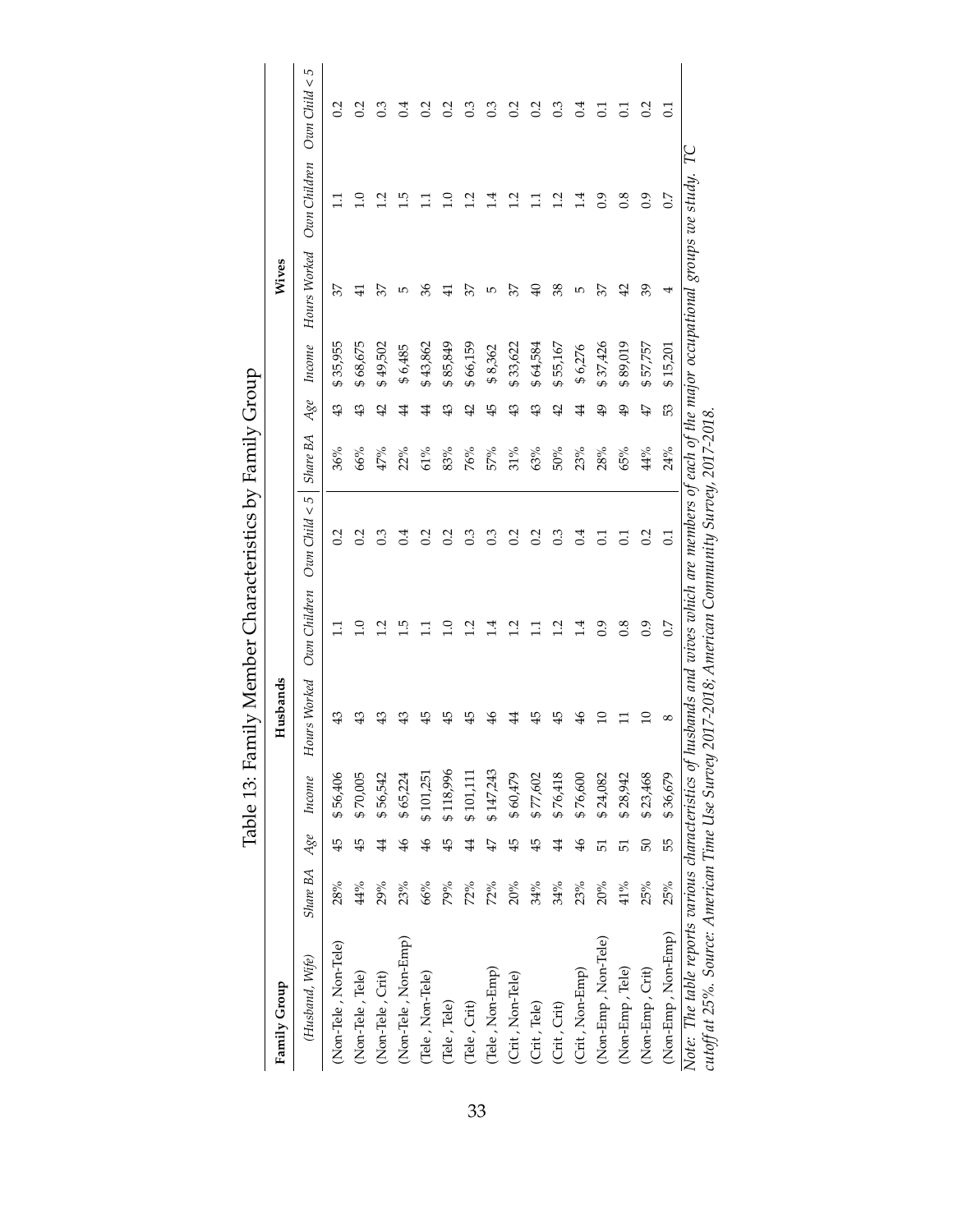# Table 13: Family Member Characteristics by Family Group

| Family Group | Husbands | | | | | | Wives | | | | | |
|---|---|---|---|---|---|---|---|---|---|---|---|---|
| *(Husband, Wife)* | *Share BA* | *Age* | *Income* | *Hours Worked* | *Own Children* | *Own Child < 5* | *Share BA* | *Age* | *Income* | *Hours Worked* | *Own Children* | *Own Child < 5* |
| (Non-Tele , Non-Tele) | 28% | 45 | $ 56,406 | 43 | 1.1 | 0.2 | 36% | 43 | $ 35,955 | 37 | 1.1 | 0.2 |
| (Non-Tele , Tele) | 44% | 45 | $ 70,005 | 43 | 1.0 | 0.2 | 66% | 43 | $ 68,675 | 41 | 1.0 | 0.2 |
| (Non-Tele , Crit) | 29% | 44 | $ 56,542 | 43 | 1.2 | 0.3 | 47% | 42 | $ 49,502 | 37 | 1.2 | 0.3 |
| (Non-Tele , Non-Emp) | 23% | 46 | $ 65,224 | 43 | 1.5 | 0.4 | 22% | 44 | $ 6,485 | 5 | 1.5 | 0.4 |
| (Tele , Non-Tele) | 66% | 46 | $ 101,251 | 45 | 1.1 | 0.2 | 61% | 44 | $ 43,862 | 36 | 1.1 | 0.2 |
| (Tele , Tele) | 79% | 45 | $ 118,996 | 45 | 1.0 | 0.2 | 83% | 43 | $ 85,849 | 41 | 1.0 | 0.2 |
| (Tele , Crit) | 72% | 44 | $ 101,111 | 45 | 1.2 | 0.3 | 76% | 42 | $ 66,159 | 37 | 1.2 | 0.3 |
| (Tele , Non-Emp) | 72% | 47 | $ 147,243 | 46 | 1.4 | 0.3 | 57% | 45 | $ 8,362 | 5 | 1.4 | 0.3 |
| (Crit , Non-Tele) | 20% | 45 | $ 60,479 | 44 | 1.2 | 0.2 | 31% | 43 | $ 33,622 | 37 | 1.2 | 0.2 |
| (Crit , Tele) | 34% | 45 | $ 77,602 | 45 | 1.1 | 0.2 | 63% | 43 | $ 64,584 | 40 | 1.1 | 0.2 |
| (Crit , Crit) | 34% | 44 | $ 76,418 | 45 | 1.2 | 0.3 | 50% | 42 | $ 55,167 | 38 | 1.2 | 0.3 |
| (Crit , Non-Emp) | 23% | 46 | $ 76,600 | 46 | 1.4 | 0.4 | 23% | 44 | $ 6,276 | 5 | 1.4 | 0.4 |
| (Non-Emp , Non-Tele) | 20% | 51 | $ 24,082 | 10 | 0.9 | 0.1 | 28% | 49 | $ 37,426 | 37 | 0.9 | 0.1 |
| (Non-Emp , Tele) | 41% | 51 | $ 28,942 | 11 | 0.8 | 0.1 | 65% | 49 | $ 89,019 | 42 | 0.8 | 0.1 |
| (Non-Emp , Crit) | 25% | 50 | $ 23,468 | 10 | 0.9 | 0.2 | 44% | 47 | $ 57,757 | 39 | 0.9 | 0.2 |
| (Non-Emp , Non-Emp) | 25% | 55 | $ 36,679 | 8 | 0.7 | 0.1 | 24% | 53 | $ 15,201 | 4 | 0.7 | 0.1 |

*Note: The table reports various characteristics of husbands and wives which are members of each of the major occupational groups we study. TC cutoff at 25%. Source: American Time Use Survey 2017-2018; American Community Survey, 2017-2018.*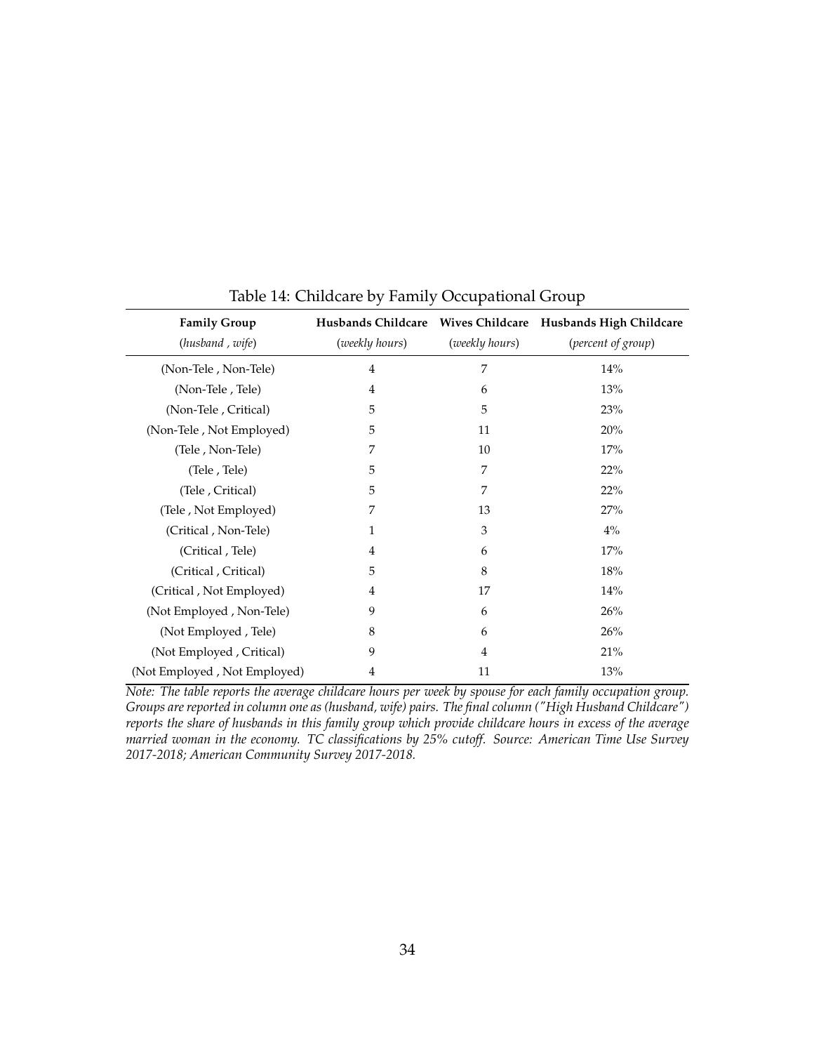Table 14: Childcare by Family Occupational Group

| **Family Group** | **Husbands Childcare** | **Wives Childcare** | **Husbands High Childcare** |
|---|---|---|---|
| (*husband , wife*) | (*weekly hours*) | (*weekly hours*) | (*percent of group*) |
| (Non-Tele , Non-Tele) | 4 | 7 | 14% |
| (Non-Tele , Tele) | 4 | 6 | 13% |
| (Non-Tele , Critical) | 5 | 5 | 23% |
| (Non-Tele , Not Employed) | 5 | 11 | 20% |
| (Tele , Non-Tele) | 7 | 10 | 17% |
| (Tele , Tele) | 5 | 7 | 22% |
| (Tele , Critical) | 5 | 7 | 22% |
| (Tele , Not Employed) | 7 | 13 | 27% |
| (Critical , Non-Tele) | 1 | 3 | 4% |
| (Critical , Tele) | 4 | 6 | 17% |
| (Critical , Critical) | 5 | 8 | 18% |
| (Critical , Not Employed) | 4 | 17 | 14% |
| (Not Employed , Non-Tele) | 9 | 6 | 26% |
| (Not Employed , Tele) | 8 | 6 | 26% |
| (Not Employed , Critical) | 9 | 4 | 21% |
| (Not Employed , Not Employed) | 4 | 11 | 13% |

*Note: The table reports the average childcare hours per week by spouse for each family occupation group. Groups are reported in column one as (husband, wife) pairs. The final column ("High Husband Childcare") reports the share of husbands in this family group which provide childcare hours in excess of the average married woman in the economy. TC classifications by 25% cutoff. Source: American Time Use Survey 2017-2018; American Community Survey 2017-2018.*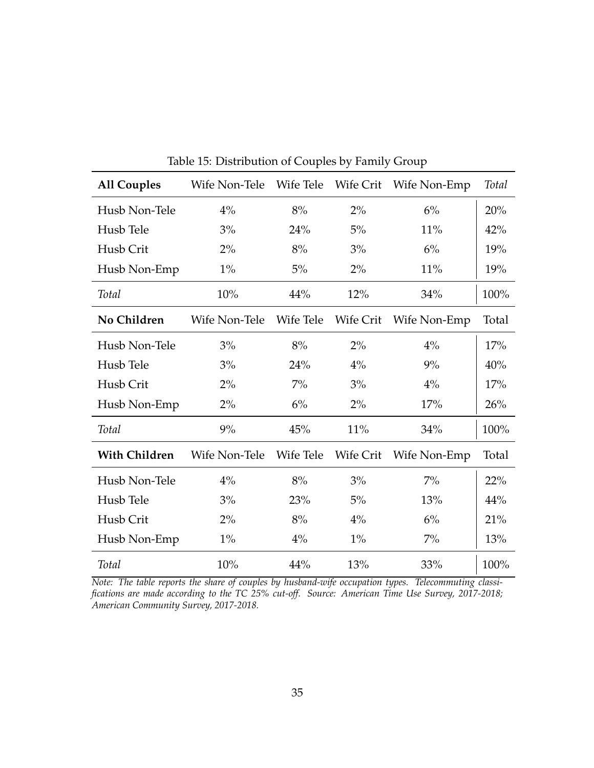Table 15: Distribution of Couples by Family Group

| **All Couples** | Wife Non-Tele | Wife Tele | Wife Crit | Wife Non-Emp | *Total* |
|---|---|---|---|---|---|
| Husb Non-Tele | 4% | 8% | 2% | 6% | 20% |
| Husb Tele | 3% | 24% | 5% | 11% | 42% |
| Husb Crit | 2% | 8% | 3% | 6% | 19% |
| Husb Non-Emp | 1% | 5% | 2% | 11% | 19% |
| *Total* | 10% | 44% | 12% | 34% | 100% |
| **No Children** | Wife Non-Tele | Wife Tele | Wife Crit | Wife Non-Emp | Total |
| Husb Non-Tele | 3% | 8% | 2% | 4% | 17% |
| Husb Tele | 3% | 24% | 4% | 9% | 40% |
| Husb Crit | 2% | 7% | 3% | 4% | 17% |
| Husb Non-Emp | 2% | 6% | 2% | 17% | 26% |
| *Total* | 9% | 45% | 11% | 34% | 100% |
| **With Children** | Wife Non-Tele | Wife Tele | Wife Crit | Wife Non-Emp | Total |
| Husb Non-Tele | 4% | 8% | 3% | 7% | 22% |
| Husb Tele | 3% | 23% | 5% | 13% | 44% |
| Husb Crit | 2% | 8% | 4% | 6% | 21% |
| Husb Non-Emp | 1% | 4% | 1% | 7% | 13% |
| *Total* | 10% | 44% | 13% | 33% | 100% |

*Note: The table reports the share of couples by husband-wife occupation types. Telecommuting classifications are made according to the TC 25% cut-off. Source: American Time Use Survey, 2017-2018; American Community Survey, 2017-2018.*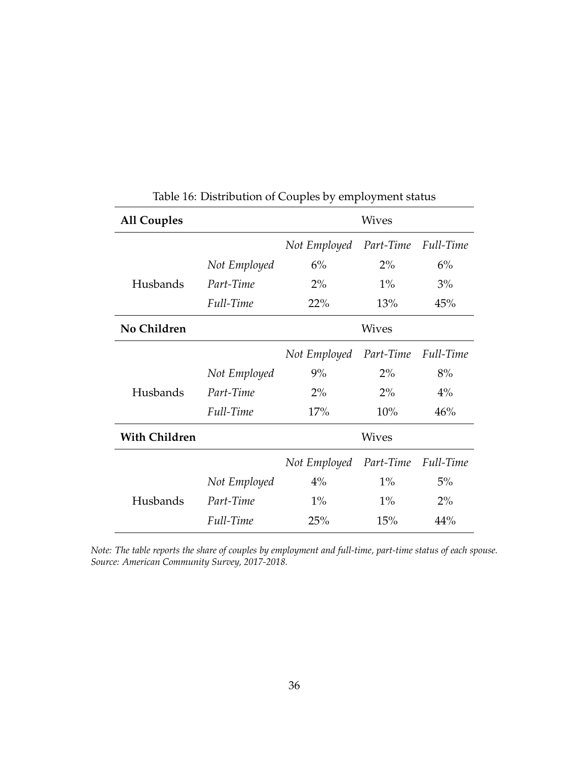Table 16: Distribution of Couples by employment status

| **All Couples** | | Wives | | |
|---|---|---|---|---|
| | | *Not Employed* | *Part-Time* | *Full-Time* |
| Husbands | *Not Employed* | 6% | 2% | 6% |
| | *Part-Time* | 2% | 1% | 3% |
| | *Full-Time* | 22% | 13% | 45% |
| **No Children** | | Wives | | |
| | | *Not Employed* | *Part-Time* | *Full-Time* |
| Husbands | *Not Employed* | 9% | 2% | 8% |
| | *Part-Time* | 2% | 2% | 4% |
| | *Full-Time* | 17% | 10% | 46% |
| **With Children** | | Wives | | |
| | | *Not Employed* | *Part-Time* | *Full-Time* |
| Husbands | *Not Employed* | 4% | 1% | 5% |
| | *Part-Time* | 1% | 1% | 2% |
| | *Full-Time* | 25% | 15% | 44% |

*Note: The table reports the share of couples by employment and full-time, part-time status of each spouse. Source: American Community Survey, 2017-2018.*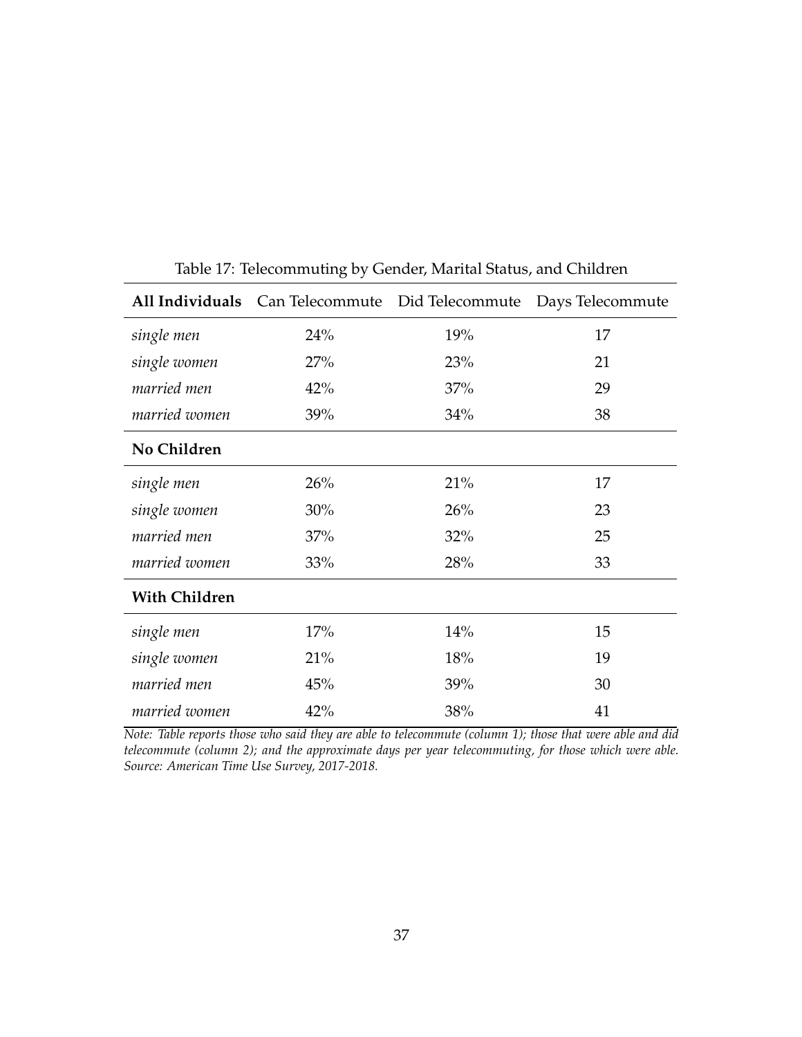Table 17: Telecommuting by Gender, Marital Status, and Children

| **All Individuals** | Can Telecommute | Did Telecommute | Days Telecommute |
|---|---|---|---|
| *single men* | 24% | 19% | 17 |
| *single women* | 27% | 23% | 21 |
| *married men* | 42% | 37% | 29 |
| *married women* | 39% | 34% | 38 |
| **No Children** | | | |
| *single men* | 26% | 21% | 17 |
| *single women* | 30% | 26% | 23 |
| *married men* | 37% | 32% | 25 |
| *married women* | 33% | 28% | 33 |
| **With Children** | | | |
| *single men* | 17% | 14% | 15 |
| *single women* | 21% | 18% | 19 |
| *married men* | 45% | 39% | 30 |
| *married women* | 42% | 38% | 41 |

*Note: Table reports those who said they are able to telecommute (column 1); those that were able and did telecommute (column 2); and the approximate days per year telecommuting, for those which were able. Source: American Time Use Survey, 2017-2018.*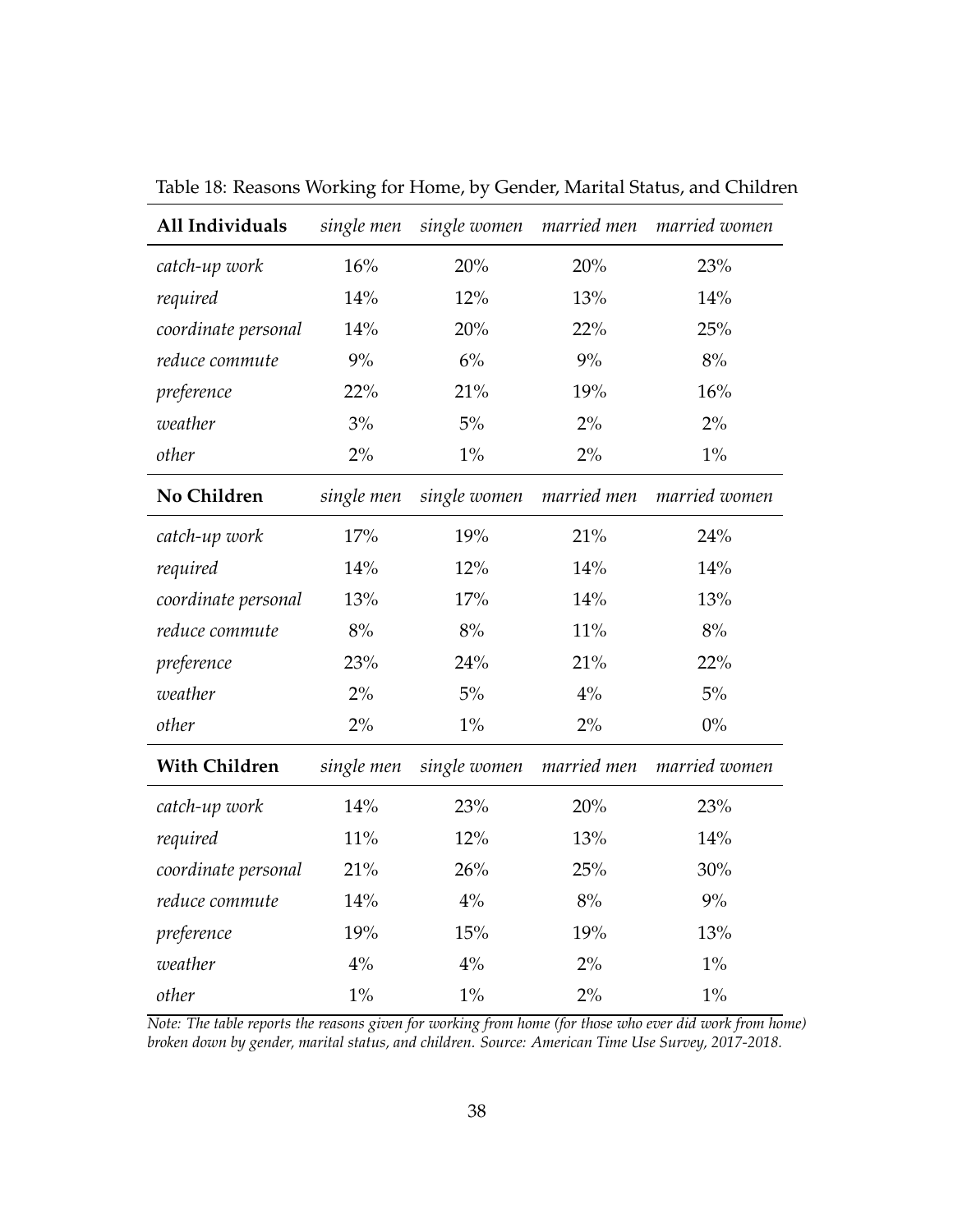Table 18: Reasons Working for Home, by Gender, Marital Status, and Children

| **All Individuals** | *single men* | *single women* | *married men* | *married women* |
|---|---|---|---|---|
| *catch-up work* | 16% | 20% | 20% | 23% |
| *required* | 14% | 12% | 13% | 14% |
| *coordinate personal* | 14% | 20% | 22% | 25% |
| *reduce commute* | 9% | 6% | 9% | 8% |
| *preference* | 22% | 21% | 19% | 16% |
| *weather* | 3% | 5% | 2% | 2% |
| *other* | 2% | 1% | 2% | 1% |
| **No Children** | *single men* | *single women* | *married men* | *married women* |
| *catch-up work* | 17% | 19% | 21% | 24% |
| *required* | 14% | 12% | 14% | 14% |
| *coordinate personal* | 13% | 17% | 14% | 13% |
| *reduce commute* | 8% | 8% | 11% | 8% |
| *preference* | 23% | 24% | 21% | 22% |
| *weather* | 2% | 5% | 4% | 5% |
| *other* | 2% | 1% | 2% | 0% |
| **With Children** | *single men* | *single women* | *married men* | *married women* |
| *catch-up work* | 14% | 23% | 20% | 23% |
| *required* | 11% | 12% | 13% | 14% |
| *coordinate personal* | 21% | 26% | 25% | 30% |
| *reduce commute* | 14% | 4% | 8% | 9% |
| *preference* | 19% | 15% | 19% | 13% |
| *weather* | 4% | 4% | 2% | 1% |
| *other* | 1% | 1% | 2% | 1% |

*Note: The table reports the reasons given for working from home (for those who ever did work from home) broken down by gender, marital status, and children. Source: American Time Use Survey, 2017-2018.*